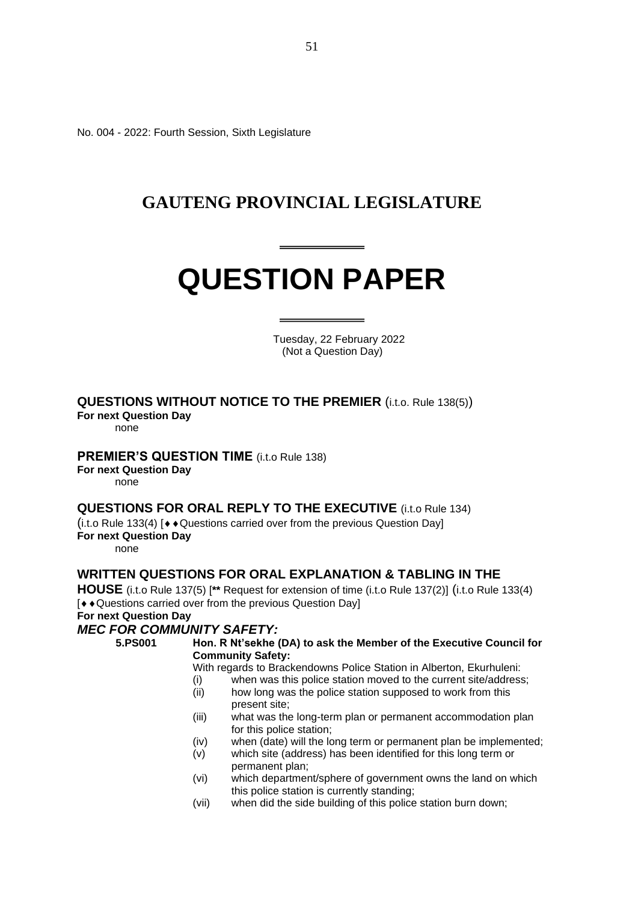No. 004 - 2022: Fourth Session, Sixth Legislature

# GAUTENG PROVINCIAL LEGISLATURE

# QUESTION PAPER

Tuesday, 22 February 2022
(Not a Question Day)

## QUESTIONS WITHOUT NOTICE TO THE PREMIER (i.t.o. Rule 138(5))

**For next Question Day**

none

## PREMIER'S QUESTION TIME (i.t.o Rule 138)

**For next Question Day**

none

## QUESTIONS FOR ORAL REPLY TO THE EXECUTIVE (i.t.o Rule 134)

(i.t.o Rule 133(4) [♦♦Questions carried over from the previous Question Day]

**For next Question Day**

none

## WRITTEN QUESTIONS FOR ORAL EXPLANATION & TABLING IN THE HOUSE (i.t.o Rule 137(5) [** Request for extension of time (i.t.o Rule 137(2)] (i.t.o Rule 133(4) [♦♦Questions carried over from the previous Question Day]

**For next Question Day**

### *MEC FOR COMMUNITY SAFETY:*

**5.PS001 Hon. R Nt'sekhe (DA) to ask the Member of the Executive Council for Community Safety:**

With regards to Brackendowns Police Station in Alberton, Ekurhuleni:

(i) when was this police station moved to the current site/address;

(ii) how long was the police station supposed to work from this present site;

(iii) what was the long-term plan or permanent accommodation plan for this police station;

(iv) when (date) will the long term or permanent plan be implemented;

(v) which site (address) has been identified for this long term or permanent plan;

(vi) which department/sphere of government owns the land on which this police station is currently standing;

(vii) when did the side building of this police station burn down;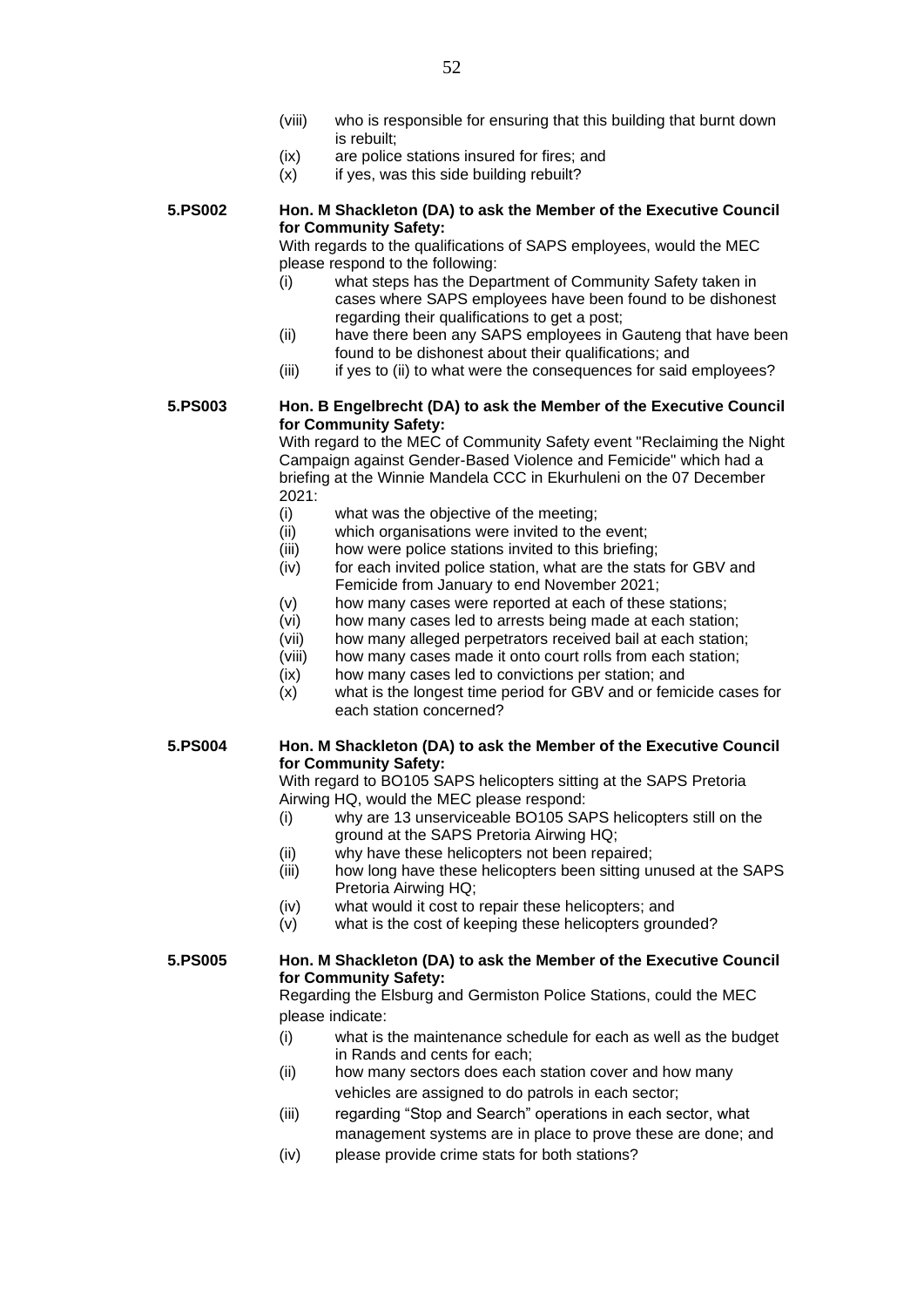(viii) who is responsible for ensuring that this building that burnt down is rebuilt;
(ix) are police stations insured for fires; and
(x) if yes, was this side building rebuilt?

**5.PS002** **Hon. M Shackleton (DA) to ask the Member of the Executive Council for Community Safety:**

With regards to the qualifications of SAPS employees, would the MEC please respond to the following:

(i) what steps has the Department of Community Safety taken in cases where SAPS employees have been found to be dishonest regarding their qualifications to get a post;
(ii) have there been any SAPS employees in Gauteng that have been found to be dishonest about their qualifications; and
(iii) if yes to (ii) to what were the consequences for said employees?

**5.PS003** **Hon. B Engelbrecht (DA) to ask the Member of the Executive Council for Community Safety:**

With regard to the MEC of Community Safety event "Reclaiming the Night Campaign against Gender-Based Violence and Femicide" which had a briefing at the Winnie Mandela CCC in Ekurhuleni on the 07 December 2021:

(i) what was the objective of the meeting;
(ii) which organisations were invited to the event;
(iii) how were police stations invited to this briefing;
(iv) for each invited police station, what are the stats for GBV and Femicide from January to end November 2021;
(v) how many cases were reported at each of these stations;
(vi) how many cases led to arrests being made at each station;
(vii) how many alleged perpetrators received bail at each station;
(viii) how many cases made it onto court rolls from each station;
(ix) how many cases led to convictions per station; and
(x) what is the longest time period for GBV and or femicide cases for each station concerned?

**5.PS004** **Hon. M Shackleton (DA) to ask the Member of the Executive Council for Community Safety:**

With regard to BO105 SAPS helicopters sitting at the SAPS Pretoria Airwing HQ, would the MEC please respond:

(i) why are 13 unserviceable BO105 SAPS helicopters still on the ground at the SAPS Pretoria Airwing HQ;
(ii) why have these helicopters not been repaired;
(iii) how long have these helicopters been sitting unused at the SAPS Pretoria Airwing HQ;
(iv) what would it cost to repair these helicopters; and
(v) what is the cost of keeping these helicopters grounded?

**5.PS005** **Hon. M Shackleton (DA) to ask the Member of the Executive Council for Community Safety:**

Regarding the Elsburg and Germiston Police Stations, could the MEC please indicate:

(i) what is the maintenance schedule for each as well as the budget in Rands and cents for each;
(ii) how many sectors does each station cover and how many vehicles are assigned to do patrols in each sector;
(iii) regarding "Stop and Search" operations in each sector, what management systems are in place to prove these are done; and
(iv) please provide crime stats for both stations?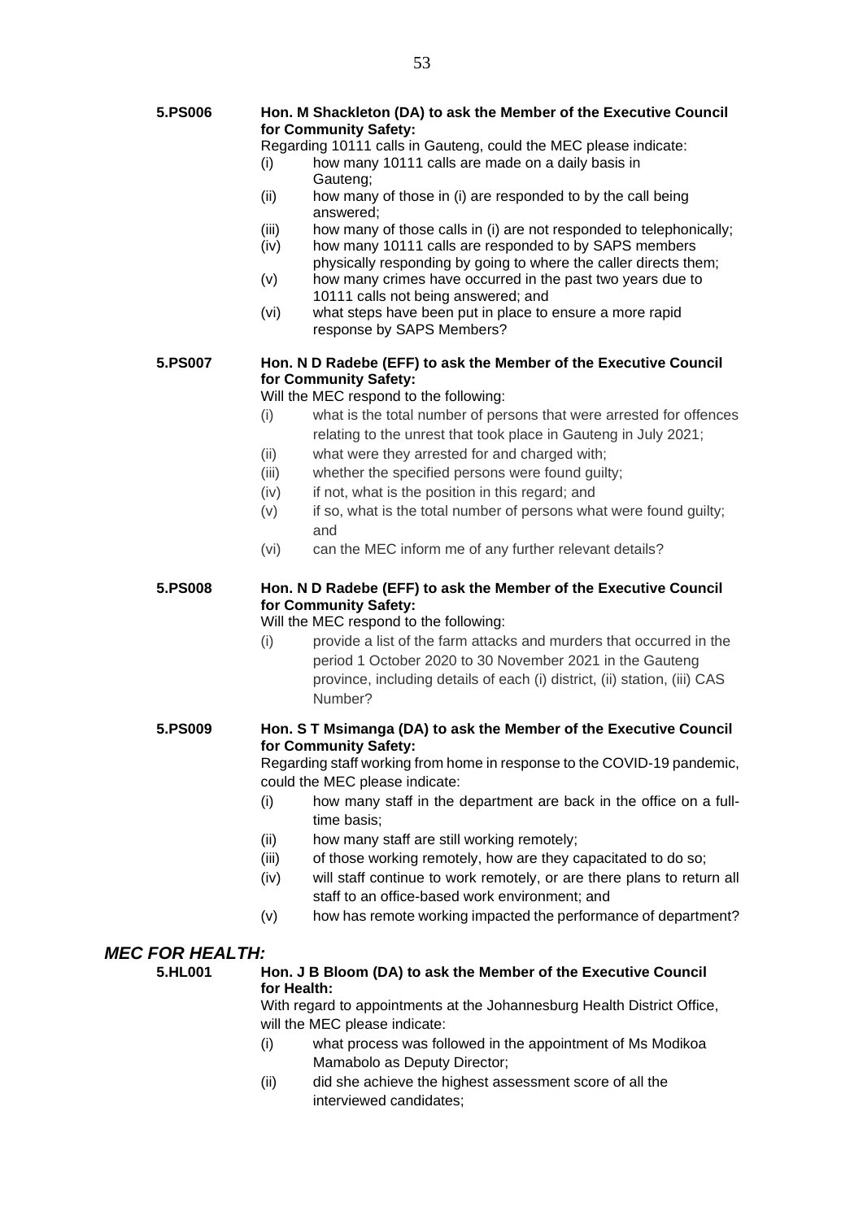**5.PS006** **Hon. M Shackleton (DA) to ask the Member of the Executive Council for Community Safety:**

Regarding 10111 calls in Gauteng, could the MEC please indicate:

- (i) how many 10111 calls are made on a daily basis in Gauteng;
- (ii) how many of those in (i) are responded to by the call being answered;
- (iii) how many of those calls in (i) are not responded to telephonically;
- (iv) how many 10111 calls are responded to by SAPS members physically responding by going to where the caller directs them;
- (v) how many crimes have occurred in the past two years due to 10111 calls not being answered; and
- (vi) what steps have been put in place to ensure a more rapid response by SAPS Members?

**5.PS007** **Hon. N D Radebe (EFF) to ask the Member of the Executive Council for Community Safety:**

Will the MEC respond to the following:

- (i) what is the total number of persons that were arrested for offences relating to the unrest that took place in Gauteng in July 2021;
- (ii) what were they arrested for and charged with;
- (iii) whether the specified persons were found guilty;
- (iv) if not, what is the position in this regard; and
- (v) if so, what is the total number of persons what were found guilty; and
- (vi) can the MEC inform me of any further relevant details?

**5.PS008** **Hon. N D Radebe (EFF) to ask the Member of the Executive Council for Community Safety:**

Will the MEC respond to the following:

- (i) provide a list of the farm attacks and murders that occurred in the period 1 October 2020 to 30 November 2021 in the Gauteng province, including details of each (i) district, (ii) station, (iii) CAS Number?

**5.PS009** **Hon. S T Msimanga (DA) to ask the Member of the Executive Council for Community Safety:**

Regarding staff working from home in response to the COVID-19 pandemic, could the MEC please indicate:

- (i) how many staff in the department are back in the office on a full-time basis;
- (ii) how many staff are still working remotely;
- (iii) of those working remotely, how are they capacitated to do so;
- (iv) will staff continue to work remotely, or are there plans to return all staff to an office-based work environment; and
- (v) how has remote working impacted the performance of department?

## *MEC FOR HEALTH:*

**5.HL001** **Hon. J B Bloom (DA) to ask the Member of the Executive Council for Health:**

With regard to appointments at the Johannesburg Health District Office, will the MEC please indicate:

- (i) what process was followed in the appointment of Ms Modikoa Mamabolo as Deputy Director;
- (ii) did she achieve the highest assessment score of all the interviewed candidates;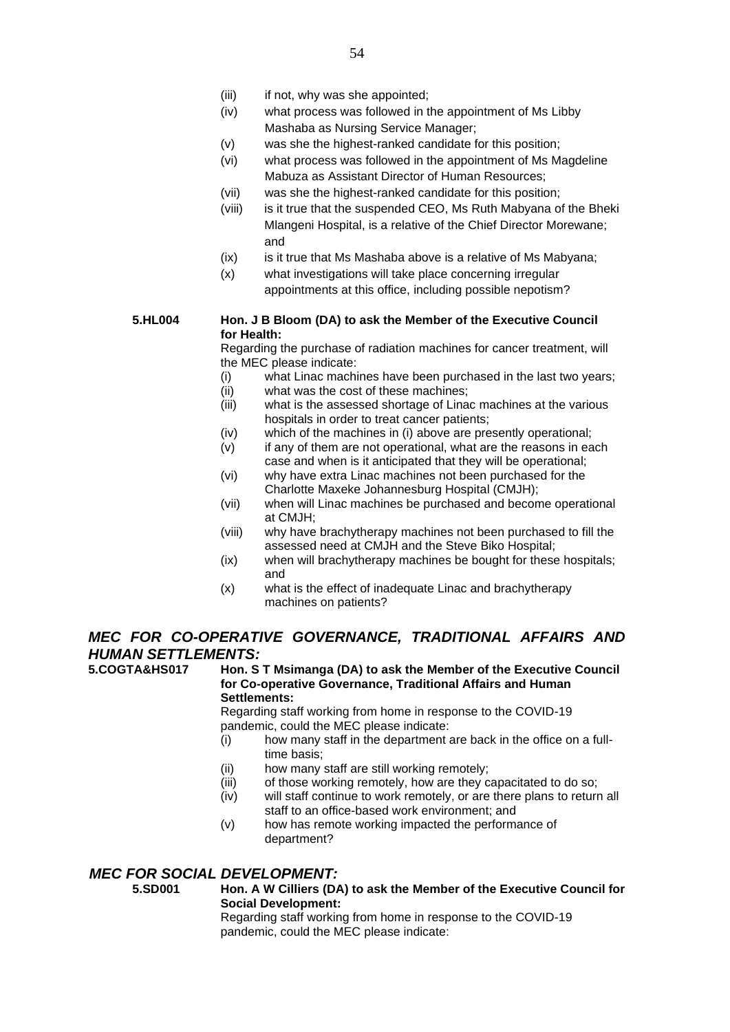(iii) if not, why was she appointed;

(iv) what process was followed in the appointment of Ms Libby Mashaba as Nursing Service Manager;

(v) was she the highest-ranked candidate for this position;

(vi) what process was followed in the appointment of Ms Magdeline Mabuza as Assistant Director of Human Resources;

(vii) was she the highest-ranked candidate for this position;

(viii) is it true that the suspended CEO, Ms Ruth Mabyana of the Bheki Mlangeni Hospital, is a relative of the Chief Director Morewane; and

(ix) is it true that Ms Mashaba above is a relative of Ms Mabyana;

(x) what investigations will take place concerning irregular appointments at this office, including possible nepotism?

**5.HL004 Hon. J B Bloom (DA) to ask the Member of the Executive Council for Health:**

Regarding the purchase of radiation machines for cancer treatment, will the MEC please indicate:

(i) what Linac machines have been purchased in the last two years;

(ii) what was the cost of these machines;

(iii) what is the assessed shortage of Linac machines at the various hospitals in order to treat cancer patients;

(iv) which of the machines in (i) above are presently operational;

(v) if any of them are not operational, what are the reasons in each case and when is it anticipated that they will be operational;

(vi) why have extra Linac machines not been purchased for the Charlotte Maxeke Johannesburg Hospital (CMJH);

(vii) when will Linac machines be purchased and become operational at CMJH;

(viii) why have brachytherapy machines not been purchased to fill the assessed need at CMJH and the Steve Biko Hospital;

(ix) when will brachytherapy machines be bought for these hospitals; and

(x) what is the effect of inadequate Linac and brachytherapy machines on patients?

## *MEC FOR CO-OPERATIVE GOVERNANCE, TRADITIONAL AFFAIRS AND HUMAN SETTLEMENTS:*

**5.COGTA&HS017 Hon. S T Msimanga (DA) to ask the Member of the Executive Council for Co-operative Governance, Traditional Affairs and Human Settlements:**

Regarding staff working from home in response to the COVID-19 pandemic, could the MEC please indicate:

(i) how many staff in the department are back in the office on a full-time basis;

(ii) how many staff are still working remotely;

(iii) of those working remotely, how are they capacitated to do so;

(iv) will staff continue to work remotely, or are there plans to return all staff to an office-based work environment; and

(v) how has remote working impacted the performance of department?

## *MEC FOR SOCIAL DEVELOPMENT:*

**5.SD001 Hon. A W Cilliers (DA) to ask the Member of the Executive Council for Social Development:**

Regarding staff working from home in response to the COVID-19 pandemic, could the MEC please indicate: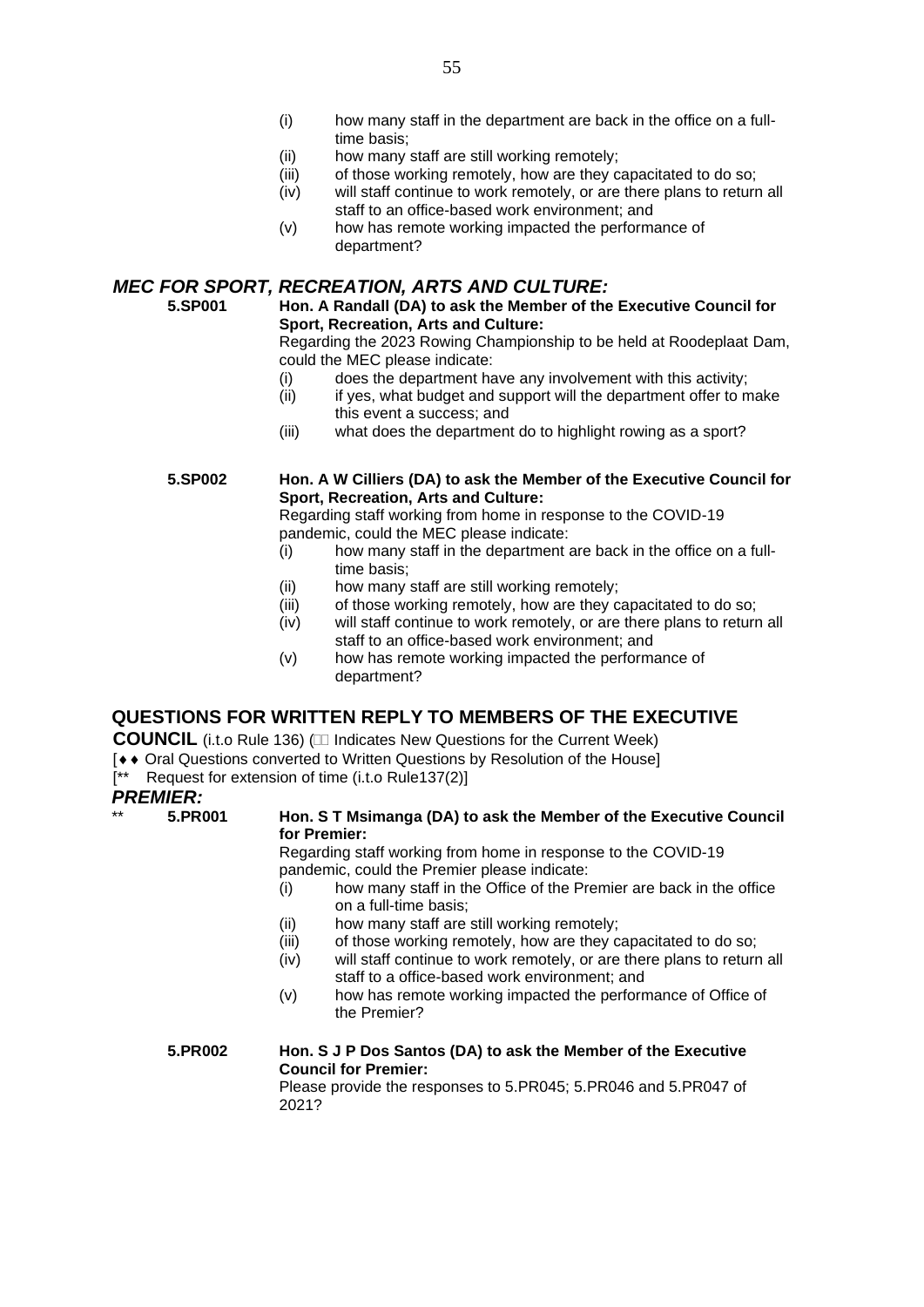(i) how many staff in the department are back in the office on a full-time basis;
(ii) how many staff are still working remotely;
(iii) of those working remotely, how are they capacitated to do so;
(iv) will staff continue to work remotely, or are there plans to return all staff to an office-based work environment; and
(v) how has remote working impacted the performance of department?

## *MEC FOR SPORT, RECREATION, ARTS AND CULTURE:*

**5.SP001** **Hon. A Randall (DA) to ask the Member of the Executive Council for Sport, Recreation, Arts and Culture:**

Regarding the 2023 Rowing Championship to be held at Roodeplaat Dam, could the MEC please indicate:

(i) does the department have any involvement with this activity;
(ii) if yes, what budget and support will the department offer to make this event a success; and
(iii) what does the department do to highlight rowing as a sport?

**5.SP002** **Hon. A W Cilliers (DA) to ask the Member of the Executive Council for Sport, Recreation, Arts and Culture:**

Regarding staff working from home in response to the COVID-19 pandemic, could the MEC please indicate:

(i) how many staff in the department are back in the office on a full-time basis;
(ii) how many staff are still working remotely;
(iii) of those working remotely, how are they capacitated to do so;
(iv) will staff continue to work remotely, or are there plans to return all staff to an office-based work environment; and
(v) how has remote working impacted the performance of department?

## QUESTIONS FOR WRITTEN REPLY TO MEMBERS OF THE EXECUTIVE COUNCIL

(i.t.o Rule 136) (□□ Indicates New Questions for the Current Week)
[♦♦ Oral Questions converted to Written Questions by Resolution of the House]
[** Request for extension of time (i.t.o Rule137(2)]

## *PREMIER:*

** **5.PR001** **Hon. S T Msimanga (DA) to ask the Member of the Executive Council for Premier:**

Regarding staff working from home in response to the COVID-19 pandemic, could the Premier please indicate:

(i) how many staff in the Office of the Premier are back in the office on a full-time basis;
(ii) how many staff are still working remotely;
(iii) of those working remotely, how are they capacitated to do so;
(iv) will staff continue to work remotely, or are there plans to return all staff to a office-based work environment; and
(v) how has remote working impacted the performance of Office of the Premier?

**5.PR002** **Hon. S J P Dos Santos (DA) to ask the Member of the Executive Council for Premier:**

Please provide the responses to 5.PR045; 5.PR046 and 5.PR047 of 2021?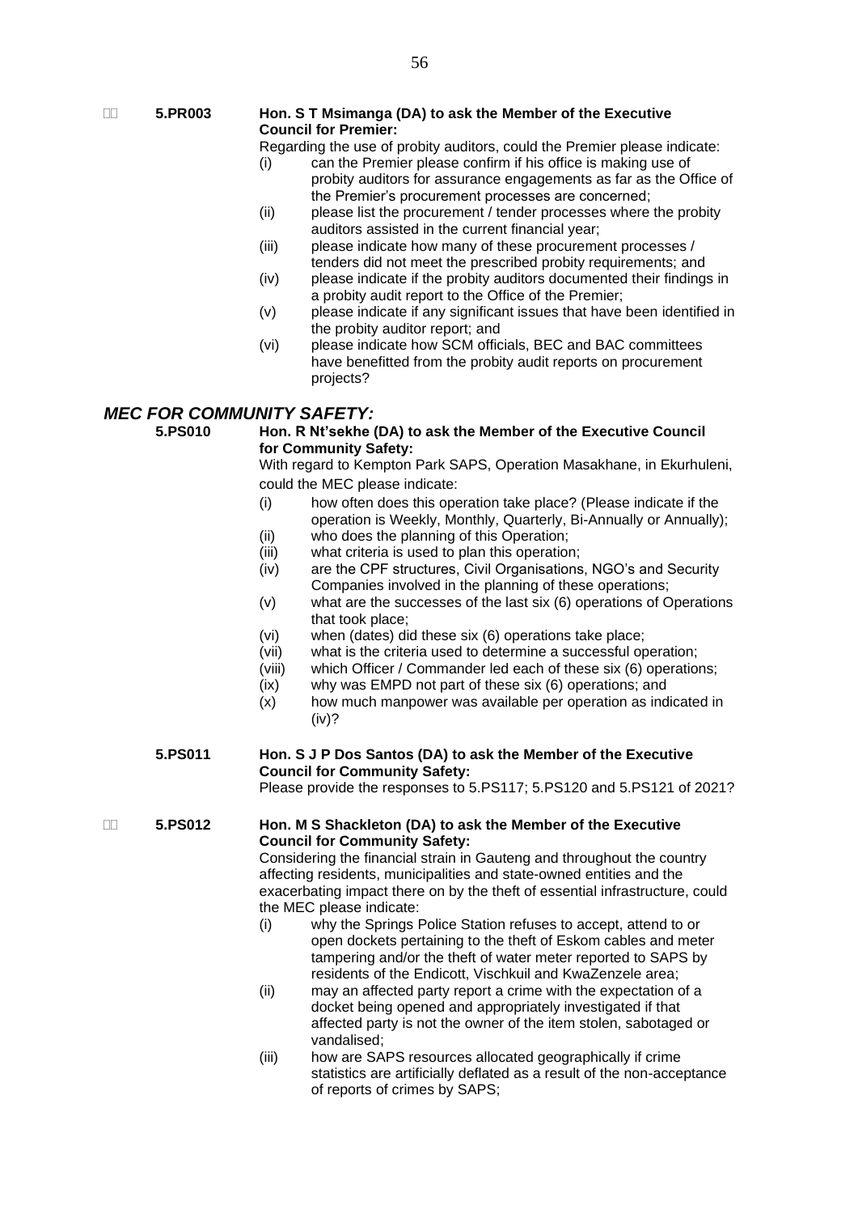**5.PR003** **Hon. S T Msimanga (DA) to ask the Member of the Executive Council for Premier:**

Regarding the use of probity auditors, could the Premier please indicate:

- (i) can the Premier please confirm if his office is making use of probity auditors for assurance engagements as far as the Office of the Premier's procurement processes are concerned;
- (ii) please list the procurement / tender processes where the probity auditors assisted in the current financial year;
- (iii) please indicate how many of these procurement processes / tenders did not meet the prescribed probity requirements; and
- (iv) please indicate if the probity auditors documented their findings in a probity audit report to the Office of the Premier;
- (v) please indicate if any significant issues that have been identified in the probity auditor report; and
- (vi) please indicate how SCM officials, BEC and BAC committees have benefitted from the probity audit reports on procurement projects?

## *MEC FOR COMMUNITY SAFETY:*

**5.PS010** **Hon. R Nt'sekhe (DA) to ask the Member of the Executive Council for Community Safety:**

With regard to Kempton Park SAPS, Operation Masakhane, in Ekurhuleni, could the MEC please indicate:

- (i) how often does this operation take place? (Please indicate if the operation is Weekly, Monthly, Quarterly, Bi-Annually or Annually);
- (ii) who does the planning of this Operation;
- (iii) what criteria is used to plan this operation;
- (iv) are the CPF structures, Civil Organisations, NGO's and Security Companies involved in the planning of these operations;
- (v) what are the successes of the last six (6) operations of Operations that took place;
- (vi) when (dates) did these six (6) operations take place;
- (vii) what is the criteria used to determine a successful operation;
- (viii) which Officer / Commander led each of these six (6) operations;
- (ix) why was EMPD not part of these six (6) operations; and
- (x) how much manpower was available per operation as indicated in (iv)?

**5.PS011** **Hon. S J P Dos Santos (DA) to ask the Member of the Executive Council for Community Safety:**

Please provide the responses to 5.PS117; 5.PS120 and 5.PS121 of 2021?

**5.PS012** **Hon. M S Shackleton (DA) to ask the Member of the Executive Council for Community Safety:**

Considering the financial strain in Gauteng and throughout the country affecting residents, municipalities and state-owned entities and the exacerbating impact there on by the theft of essential infrastructure, could the MEC please indicate:

- (i) why the Springs Police Station refuses to accept, attend to or open dockets pertaining to the theft of Eskom cables and meter tampering and/or the theft of water meter reported to SAPS by residents of the Endicott, Vischkuil and KwaZenzele area;
- (ii) may an affected party report a crime with the expectation of a docket being opened and appropriately investigated if that affected party is not the owner of the item stolen, sabotaged or vandalised;
- (iii) how are SAPS resources allocated geographically if crime statistics are artificially deflated as a result of the non-acceptance of reports of crimes by SAPS;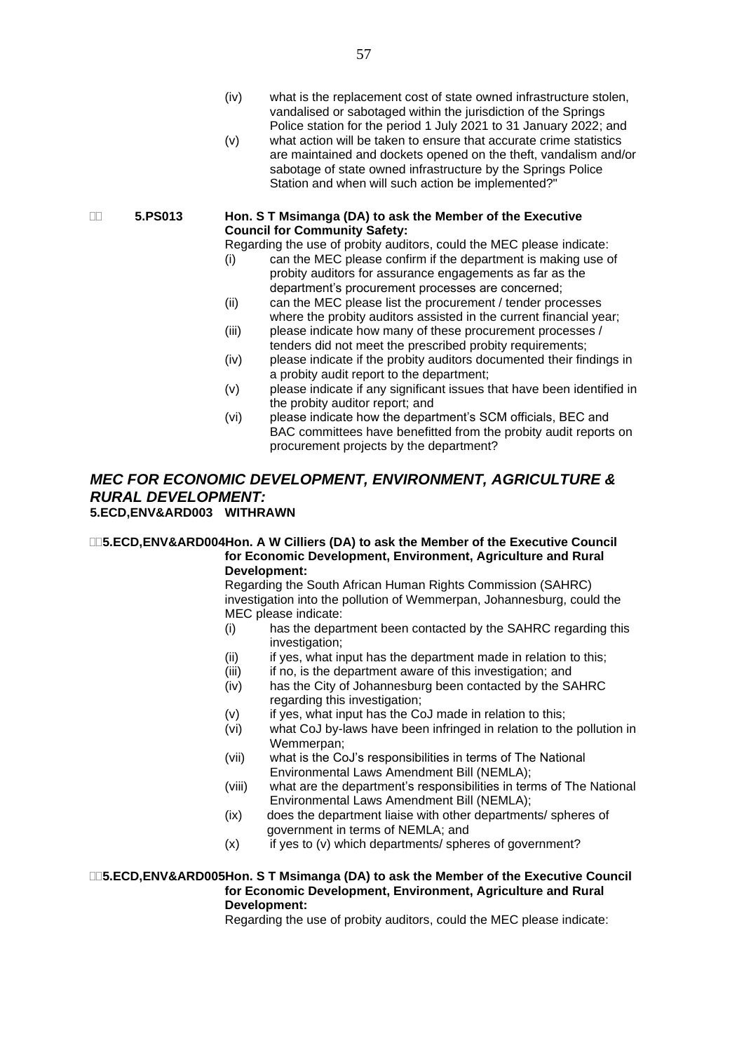(iv) what is the replacement cost of state owned infrastructure stolen, vandalised or sabotaged within the jurisdiction of the Springs Police station for the period 1 July 2021 to 31 January 2022; and

(v) what action will be taken to ensure that accurate crime statistics are maintained and dockets opened on the theft, vandalism and/or sabotage of state owned infrastructure by the Springs Police Station and when will such action be implemented?"

**5.PS013 Hon. S T Msimanga (DA) to ask the Member of the Executive Council for Community Safety:**

Regarding the use of probity auditors, could the MEC please indicate:

(i) can the MEC please confirm if the department is making use of probity auditors for assurance engagements as far as the department's procurement processes are concerned;

(ii) can the MEC please list the procurement / tender processes where the probity auditors assisted in the current financial year;

(iii) please indicate how many of these procurement processes / tenders did not meet the prescribed probity requirements;

(iv) please indicate if the probity auditors documented their findings in a probity audit report to the department;

(v) please indicate if any significant issues that have been identified in the probity auditor report; and

(vi) please indicate how the department's SCM officials, BEC and BAC committees have benefitted from the probity audit reports on procurement projects by the department?

## *MEC FOR ECONOMIC DEVELOPMENT, ENVIRONMENT, AGRICULTURE & RURAL DEVELOPMENT:*

**5.ECD,ENV&ARD003 WITHRAWN**

**5.ECD,ENV&ARD004 Hon. A W Cilliers (DA) to ask the Member of the Executive Council for Economic Development, Environment, Agriculture and Rural Development:**

Regarding the South African Human Rights Commission (SAHRC) investigation into the pollution of Wemmerpan, Johannesburg, could the MEC please indicate:

(i) has the department been contacted by the SAHRC regarding this investigation;

(ii) if yes, what input has the department made in relation to this;

(iii) if no, is the department aware of this investigation; and

(iv) has the City of Johannesburg been contacted by the SAHRC regarding this investigation;

(v) if yes, what input has the CoJ made in relation to this;

(vi) what CoJ by-laws have been infringed in relation to the pollution in Wemmerpan;

(vii) what is the CoJ's responsibilities in terms of The National Environmental Laws Amendment Bill (NEMLA);

(viii) what are the department's responsibilities in terms of The National Environmental Laws Amendment Bill (NEMLA);

(ix) does the department liaise with other departments/ spheres of government in terms of NEMLA; and

(x) if yes to (v) which departments/ spheres of government?

**5.ECD,ENV&ARD005 Hon. S T Msimanga (DA) to ask the Member of the Executive Council for Economic Development, Environment, Agriculture and Rural Development:**

Regarding the use of probity auditors, could the MEC please indicate: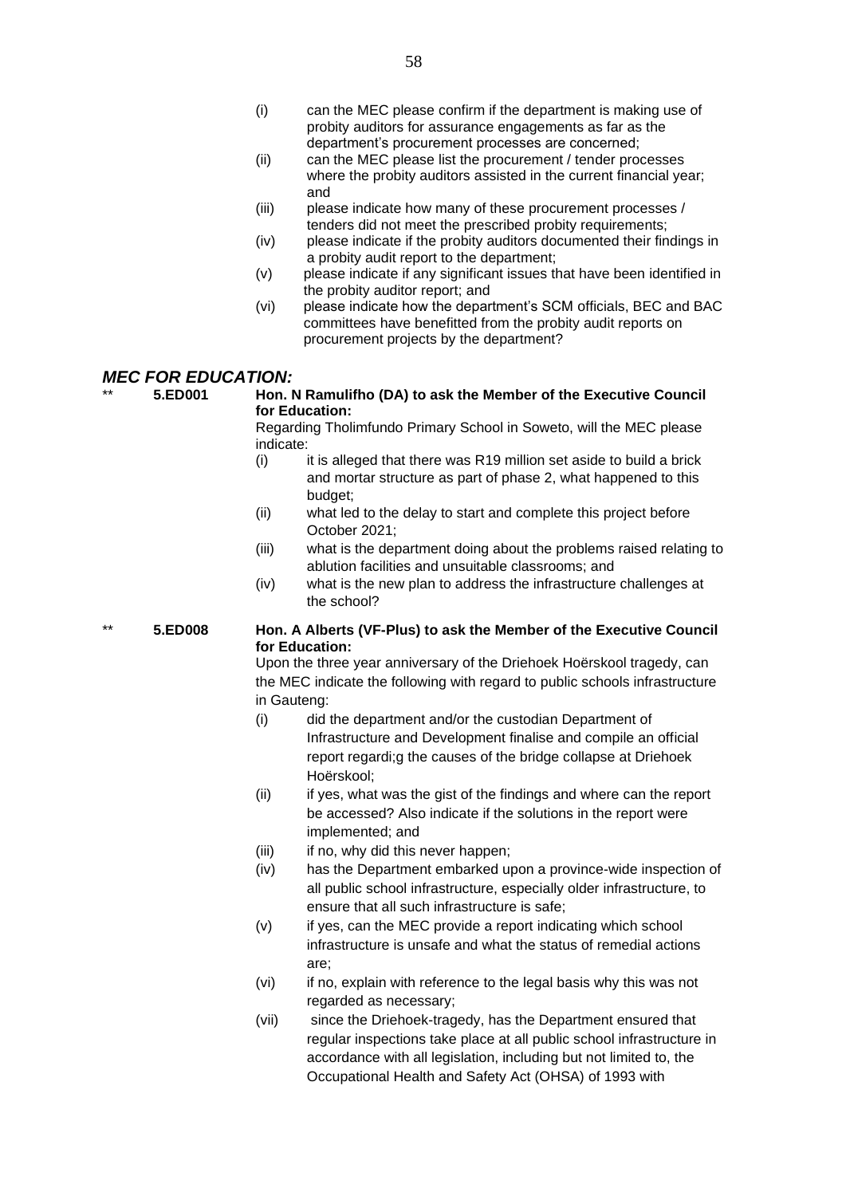(i) can the MEC please confirm if the department is making use of probity auditors for assurance engagements as far as the department's procurement processes are concerned;

(ii) can the MEC please list the procurement / tender processes where the probity auditors assisted in the current financial year; and

(iii) please indicate how many of these procurement processes / tenders did not meet the prescribed probity requirements;

(iv) please indicate if the probity auditors documented their findings in a probity audit report to the department;

(v) please indicate if any significant issues that have been identified in the probity auditor report; and

(vi) please indicate how the department's SCM officials, BEC and BAC committees have benefitted from the probity audit reports on procurement projects by the department?

## *MEC FOR EDUCATION:*

\*\* **5.ED001** **Hon. N Ramulifho (DA) to ask the Member of the Executive Council for Education:**

Regarding Tholimfundo Primary School in Soweto, will the MEC please indicate:

(i) it is alleged that there was R19 million set aside to build a brick and mortar structure as part of phase 2, what happened to this budget;

(ii) what led to the delay to start and complete this project before October 2021;

(iii) what is the department doing about the problems raised relating to ablution facilities and unsuitable classrooms; and

(iv) what is the new plan to address the infrastructure challenges at the school?

\*\* **5.ED008** **Hon. A Alberts (VF-Plus) to ask the Member of the Executive Council for Education:**

Upon the three year anniversary of the Driehoek Hoërskool tragedy, can the MEC indicate the following with regard to public schools infrastructure in Gauteng:

(i) did the department and/or the custodian Department of Infrastructure and Development finalise and compile an official report regardi;g the causes of the bridge collapse at Driehoek Hoërskool;

(ii) if yes, what was the gist of the findings and where can the report be accessed? Also indicate if the solutions in the report were implemented; and

(iii) if no, why did this never happen;

(iv) has the Department embarked upon a province-wide inspection of all public school infrastructure, especially older infrastructure, to ensure that all such infrastructure is safe;

(v) if yes, can the MEC provide a report indicating which school infrastructure is unsafe and what the status of remedial actions are;

(vi) if no, explain with reference to the legal basis why this was not regarded as necessary;

(vii) since the Driehoek-tragedy, has the Department ensured that regular inspections take place at all public school infrastructure in accordance with all legislation, including but not limited to, the Occupational Health and Safety Act (OHSA) of 1993 with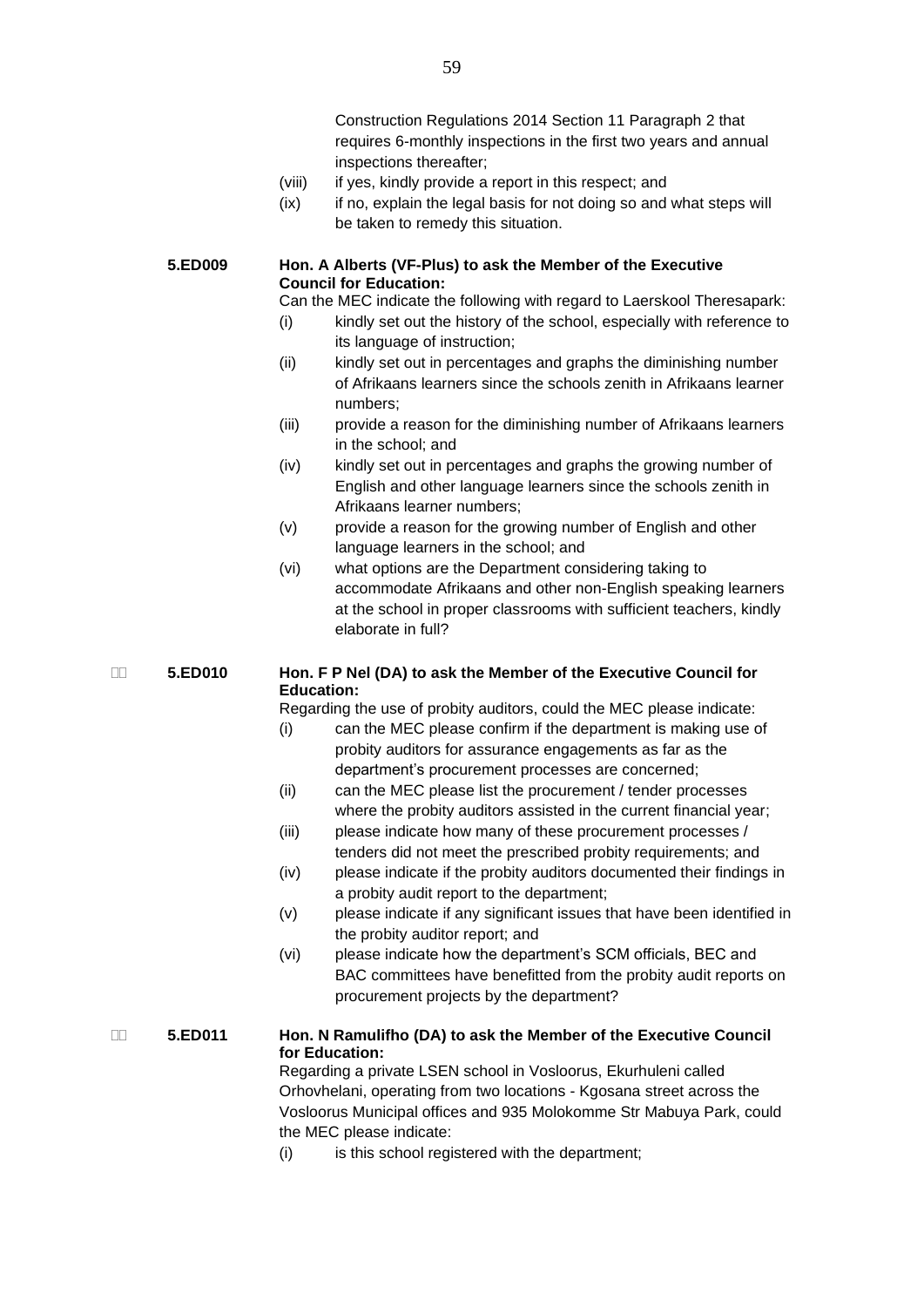Construction Regulations 2014 Section 11 Paragraph 2 that requires 6-monthly inspections in the first two years and annual inspections thereafter;

(viii) if yes, kindly provide a report in this respect; and

(ix) if no, explain the legal basis for not doing so and what steps will be taken to remedy this situation.

**5.ED009** **Hon. A Alberts (VF-Plus) to ask the Member of the Executive Council for Education:**

Can the MEC indicate the following with regard to Laerskool Theresapark:

(i) kindly set out the history of the school, especially with reference to its language of instruction;

(ii) kindly set out in percentages and graphs the diminishing number of Afrikaans learners since the schools zenith in Afrikaans learner numbers;

(iii) provide a reason for the diminishing number of Afrikaans learners in the school; and

(iv) kindly set out in percentages and graphs the growing number of English and other language learners since the schools zenith in Afrikaans learner numbers;

(v) provide a reason for the growing number of English and other language learners in the school; and

(vi) what options are the Department considering taking to accommodate Afrikaans and other non-English speaking learners at the school in proper classrooms with sufficient teachers, kindly elaborate in full?

**5.ED010** **Hon. F P Nel (DA) to ask the Member of the Executive Council for Education:**

Regarding the use of probity auditors, could the MEC please indicate:

(i) can the MEC please confirm if the department is making use of probity auditors for assurance engagements as far as the department's procurement processes are concerned;

(ii) can the MEC please list the procurement / tender processes where the probity auditors assisted in the current financial year;

(iii) please indicate how many of these procurement processes / tenders did not meet the prescribed probity requirements; and

(iv) please indicate if the probity auditors documented their findings in a probity audit report to the department;

(v) please indicate if any significant issues that have been identified in the probity auditor report; and

(vi) please indicate how the department's SCM officials, BEC and BAC committees have benefitted from the probity audit reports on procurement projects by the department?

**5.ED011** **Hon. N Ramulifho (DA) to ask the Member of the Executive Council for Education:**

Regarding a private LSEN school in Vosloorus, Ekurhuleni called Orhovhelani, operating from two locations - Kgosana street across the Vosloorus Municipal offices and 935 Molokomme Str Mabuya Park, could the MEC please indicate:

(i) is this school registered with the department;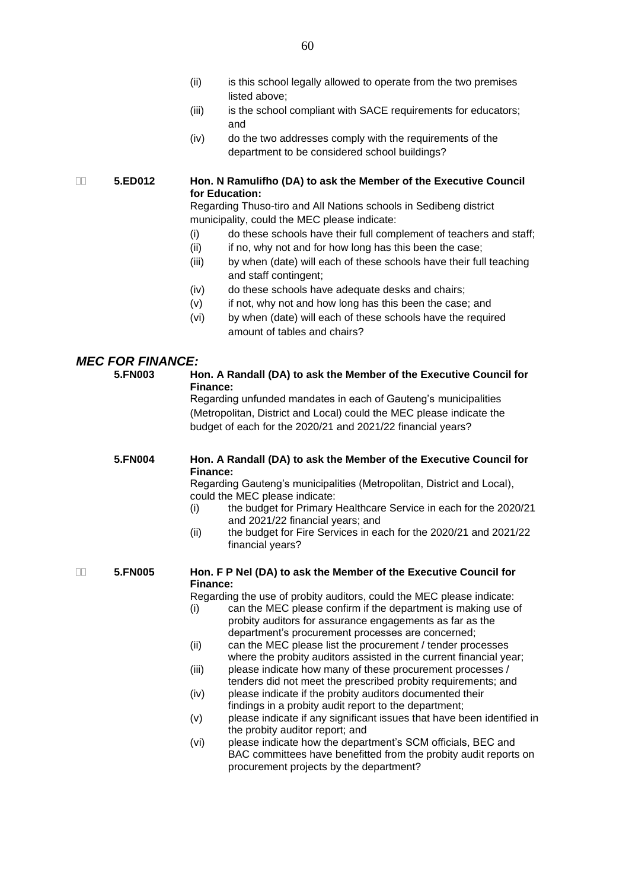(ii) is this school legally allowed to operate from the two premises listed above;

(iii) is the school compliant with SACE requirements for educators; and

(iv) do the two addresses comply with the requirements of the department to be considered school buildings?

**5.ED012** **Hon. N Ramulifho (DA) to ask the Member of the Executive Council for Education:**

Regarding Thuso-tiro and All Nations schools in Sedibeng district municipality, could the MEC please indicate:

(i) do these schools have their full complement of teachers and staff;

(ii) if no, why not and for how long has this been the case;

(iii) by when (date) will each of these schools have their full teaching and staff contingent;

(iv) do these schools have adequate desks and chairs;

(v) if not, why not and how long has this been the case; and

(vi) by when (date) will each of these schools have the required amount of tables and chairs?

## *MEC FOR FINANCE:*

**5.FN003** **Hon. A Randall (DA) to ask the Member of the Executive Council for Finance:**

Regarding unfunded mandates in each of Gauteng's municipalities (Metropolitan, District and Local) could the MEC please indicate the budget of each for the 2020/21 and 2021/22 financial years?

**5.FN004** **Hon. A Randall (DA) to ask the Member of the Executive Council for Finance:**

Regarding Gauteng's municipalities (Metropolitan, District and Local), could the MEC please indicate:

(i) the budget for Primary Healthcare Service in each for the 2020/21 and 2021/22 financial years; and

(ii) the budget for Fire Services in each for the 2020/21 and 2021/22 financial years?

**5.FN005** **Hon. F P Nel (DA) to ask the Member of the Executive Council for Finance:**

Regarding the use of probity auditors, could the MEC please indicate:

(i) can the MEC please confirm if the department is making use of probity auditors for assurance engagements as far as the department's procurement processes are concerned;

(ii) can the MEC please list the procurement / tender processes where the probity auditors assisted in the current financial year;

(iii) please indicate how many of these procurement processes / tenders did not meet the prescribed probity requirements; and

(iv) please indicate if the probity auditors documented their findings in a probity audit report to the department;

(v) please indicate if any significant issues that have been identified in the probity auditor report; and

(vi) please indicate how the department's SCM officials, BEC and BAC committees have benefitted from the probity audit reports on procurement projects by the department?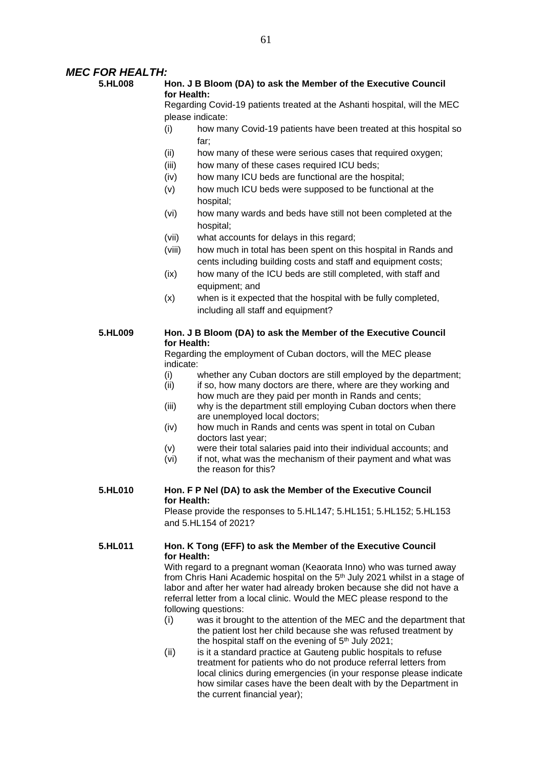## *MEC FOR HEALTH:*

**5.HL008** **Hon. J B Bloom (DA) to ask the Member of the Executive Council for Health:**

Regarding Covid-19 patients treated at the Ashanti hospital, will the MEC please indicate:

- (i) how many Covid-19 patients have been treated at this hospital so far;
- (ii) how many of these were serious cases that required oxygen;
- (iii) how many of these cases required ICU beds;
- (iv) how many ICU beds are functional are the hospital;
- (v) how much ICU beds were supposed to be functional at the hospital;
- (vi) how many wards and beds have still not been completed at the hospital;
- (vii) what accounts for delays in this regard;
- (viii) how much in total has been spent on this hospital in Rands and cents including building costs and staff and equipment costs;
- (ix) how many of the ICU beds are still completed, with staff and equipment; and
- (x) when is it expected that the hospital with be fully completed, including all staff and equipment?

**5.HL009** **Hon. J B Bloom (DA) to ask the Member of the Executive Council for Health:**

Regarding the employment of Cuban doctors, will the MEC please indicate:

- (i) whether any Cuban doctors are still employed by the department;
- (ii) if so, how many doctors are there, where are they working and how much are they paid per month in Rands and cents;
- (iii) why is the department still employing Cuban doctors when there are unemployed local doctors;
- (iv) how much in Rands and cents was spent in total on Cuban doctors last year;
- (v) were their total salaries paid into their individual accounts; and
- (vi) if not, what was the mechanism of their payment and what was the reason for this?

**5.HL010** **Hon. F P Nel (DA) to ask the Member of the Executive Council for Health:**

Please provide the responses to 5.HL147; 5.HL151; 5.HL152; 5.HL153 and 5.HL154 of 2021?

**5.HL011** **Hon. K Tong (EFF) to ask the Member of the Executive Council for Health:**

With regard to a pregnant woman (Keaorata Inno) who was turned away from Chris Hani Academic hospital on the 5th July 2021 whilst in a stage of labor and after her water had already broken because she did not have a referral letter from a local clinic. Would the MEC please respond to the following questions:

- (i) was it brought to the attention of the MEC and the department that the patient lost her child because she was refused treatment by the hospital staff on the evening of 5th July 2021;
- (ii) is it a standard practice at Gauteng public hospitals to refuse treatment for patients who do not produce referral letters from local clinics during emergencies (in your response please indicate how similar cases have the been dealt with by the Department in the current financial year);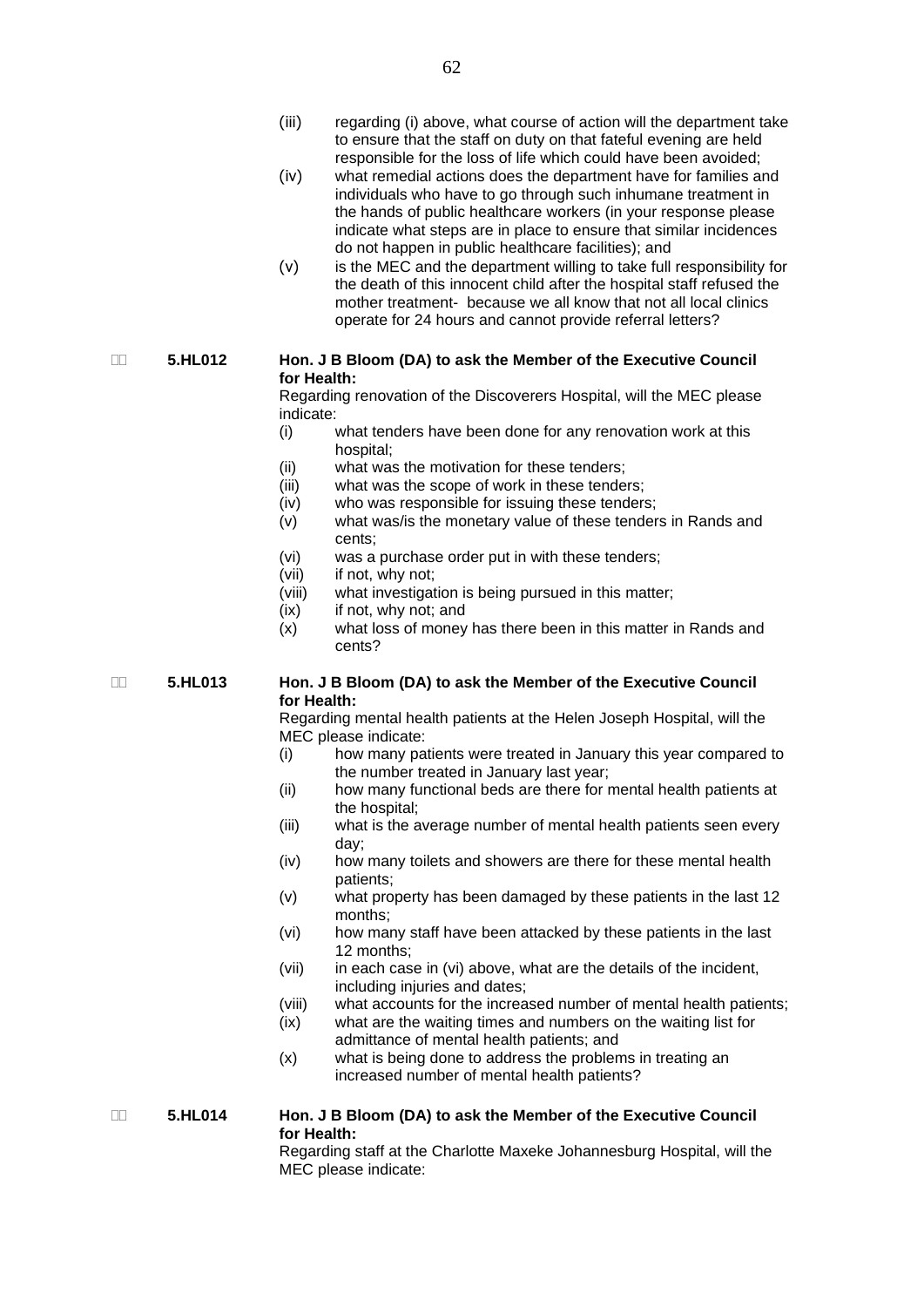(iii) regarding (i) above, what course of action will the department take to ensure that the staff on duty on that fateful evening are held responsible for the loss of life which could have been avoided;

(iv) what remedial actions does the department have for families and individuals who have to go through such inhumane treatment in the hands of public healthcare workers (in your response please indicate what steps are in place to ensure that similar incidences do not happen in public healthcare facilities); and

(v) is the MEC and the department willing to take full responsibility for the death of this innocent child after the hospital staff refused the mother treatment- because we all know that not all local clinics operate for 24 hours and cannot provide referral letters?

**5.HL012** **Hon. J B Bloom (DA) to ask the Member of the Executive Council for Health:**

Regarding renovation of the Discoverers Hospital, will the MEC please indicate:

(i) what tenders have been done for any renovation work at this hospital;

(ii) what was the motivation for these tenders;

(iii) what was the scope of work in these tenders;

(iv) who was responsible for issuing these tenders;

(v) what was/is the monetary value of these tenders in Rands and cents;

(vi) was a purchase order put in with these tenders;

(vii) if not, why not;

(viii) what investigation is being pursued in this matter;

(ix) if not, why not; and

(x) what loss of money has there been in this matter in Rands and cents?

**5.HL013** **Hon. J B Bloom (DA) to ask the Member of the Executive Council for Health:**

Regarding mental health patients at the Helen Joseph Hospital, will the MEC please indicate:

(i) how many patients were treated in January this year compared to the number treated in January last year;

(ii) how many functional beds are there for mental health patients at the hospital;

(iii) what is the average number of mental health patients seen every day;

(iv) how many toilets and showers are there for these mental health patients;

(v) what property has been damaged by these patients in the last 12 months;

(vi) how many staff have been attacked by these patients in the last 12 months;

(vii) in each case in (vi) above, what are the details of the incident, including injuries and dates;

(viii) what accounts for the increased number of mental health patients;

(ix) what are the waiting times and numbers on the waiting list for admittance of mental health patients; and

(x) what is being done to address the problems in treating an increased number of mental health patients?

**5.HL014** **Hon. J B Bloom (DA) to ask the Member of the Executive Council for Health:**

Regarding staff at the Charlotte Maxeke Johannesburg Hospital, will the MEC please indicate: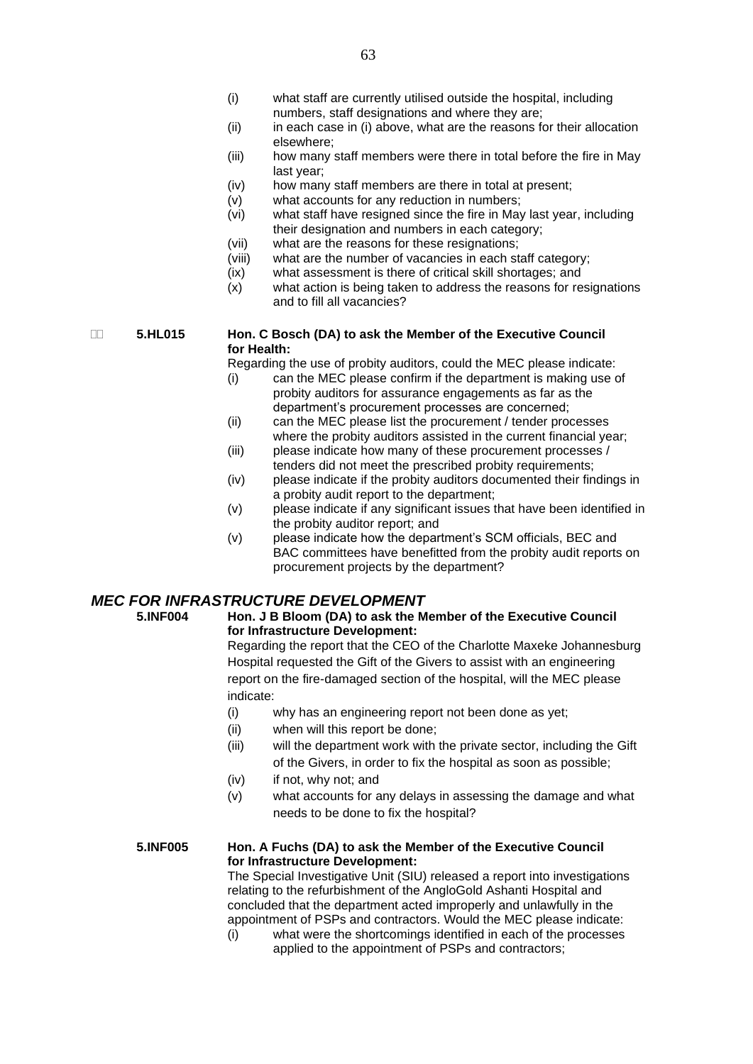(i) what staff are currently utilised outside the hospital, including numbers, staff designations and where they are;
(ii) in each case in (i) above, what are the reasons for their allocation elsewhere;
(iii) how many staff members were there in total before the fire in May last year;
(iv) how many staff members are there in total at present;
(v) what accounts for any reduction in numbers;
(vi) what staff have resigned since the fire in May last year, including their designation and numbers in each category;
(vii) what are the reasons for these resignations;
(viii) what are the number of vacancies in each staff category;
(ix) what assessment is there of critical skill shortages; and
(x) what action is being taken to address the reasons for resignations and to fill all vacancies?

**5.HL015 Hon. C Bosch (DA) to ask the Member of the Executive Council for Health:**

Regarding the use of probity auditors, could the MEC please indicate:

(i) can the MEC please confirm if the department is making use of probity auditors for assurance engagements as far as the department's procurement processes are concerned;
(ii) can the MEC please list the procurement / tender processes where the probity auditors assisted in the current financial year;
(iii) please indicate how many of these procurement processes / tenders did not meet the prescribed probity requirements;
(iv) please indicate if the probity auditors documented their findings in a probity audit report to the department;
(v) please indicate if any significant issues that have been identified in the probity auditor report; and
(v) please indicate how the department's SCM officials, BEC and BAC committees have benefitted from the probity audit reports on procurement projects by the department?

## *MEC FOR INFRASTRUCTURE DEVELOPMENT*

**5.INF004 Hon. J B Bloom (DA) to ask the Member of the Executive Council for Infrastructure Development:**

Regarding the report that the CEO of the Charlotte Maxeke Johannesburg Hospital requested the Gift of the Givers to assist with an engineering report on the fire-damaged section of the hospital, will the MEC please indicate:

(i) why has an engineering report not been done as yet;
(ii) when will this report be done;
(iii) will the department work with the private sector, including the Gift of the Givers, in order to fix the hospital as soon as possible;
(iv) if not, why not; and
(v) what accounts for any delays in assessing the damage and what needs to be done to fix the hospital?

**5.INF005 Hon. A Fuchs (DA) to ask the Member of the Executive Council for Infrastructure Development:**

The Special Investigative Unit (SIU) released a report into investigations relating to the refurbishment of the AngloGold Ashanti Hospital and concluded that the department acted improperly and unlawfully in the appointment of PSPs and contractors. Would the MEC please indicate:

(i) what were the shortcomings identified in each of the processes applied to the appointment of PSPs and contractors;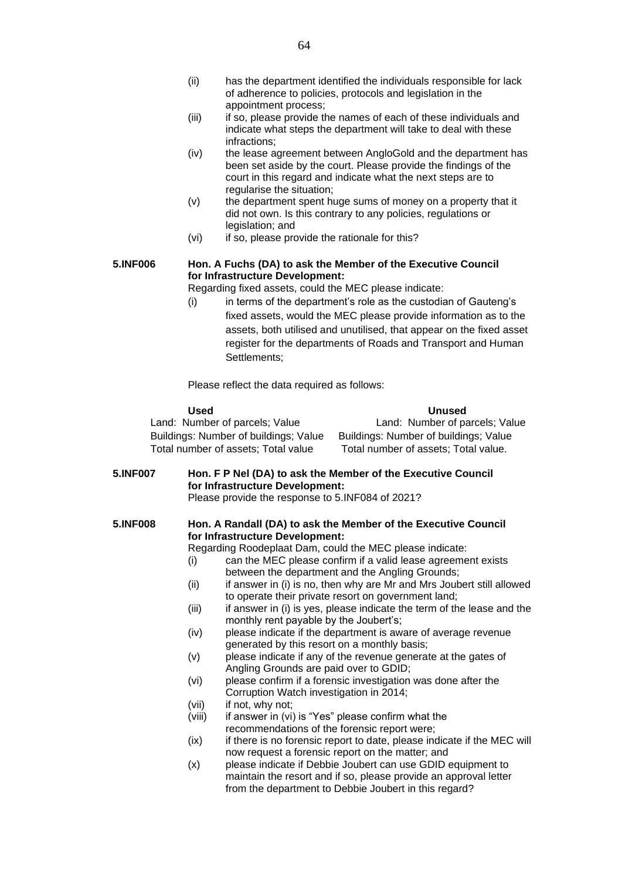(ii) has the department identified the individuals responsible for lack of adherence to policies, protocols and legislation in the appointment process;

(iii) if so, please provide the names of each of these individuals and indicate what steps the department will take to deal with these infractions;

(iv) the lease agreement between AngloGold and the department has been set aside by the court. Please provide the findings of the court in this regard and indicate what the next steps are to regularise the situation;

(v) the department spent huge sums of money on a property that it did not own. Is this contrary to any policies, regulations or legislation; and

(vi) if so, please provide the rationale for this?

**5.INF006 Hon. A Fuchs (DA) to ask the Member of the Executive Council for Infrastructure Development:**

Regarding fixed assets, could the MEC please indicate:

(i) in terms of the department's role as the custodian of Gauteng's fixed assets, would the MEC please provide information as to the assets, both utilised and unutilised, that appear on the fixed asset register for the departments of Roads and Transport and Human Settlements;

Please reflect the data required as follows:

| **Used** | **Unused** |
|---|---|
| Land: Number of parcels; Value | Land: Number of parcels; Value |
| Buildings: Number of buildings; Value | Buildings: Number of buildings; Value |
| Total number of assets; Total value | Total number of assets; Total value. |

**5.INF007 Hon. F P Nel (DA) to ask the Member of the Executive Council for Infrastructure Development:**

Please provide the response to 5.INF084 of 2021?

**5.INF008 Hon. A Randall (DA) to ask the Member of the Executive Council for Infrastructure Development:**

Regarding Roodeplaat Dam, could the MEC please indicate:

(i) can the MEC please confirm if a valid lease agreement exists between the department and the Angling Grounds;

(ii) if answer in (i) is no, then why are Mr and Mrs Joubert still allowed to operate their private resort on government land;

(iii) if answer in (i) is yes, please indicate the term of the lease and the monthly rent payable by the Joubert's;

(iv) please indicate if the department is aware of average revenue generated by this resort on a monthly basis;

(v) please indicate if any of the revenue generate at the gates of Angling Grounds are paid over to GDID;

(vi) please confirm if a forensic investigation was done after the Corruption Watch investigation in 2014;

(vii) if not, why not;

(viii) if answer in (vi) is "Yes" please confirm what the recommendations of the forensic report were;

(ix) if there is no forensic report to date, please indicate if the MEC will now request a forensic report on the matter; and

(x) please indicate if Debbie Joubert can use GDID equipment to maintain the resort and if so, please provide an approval letter from the department to Debbie Joubert in this regard?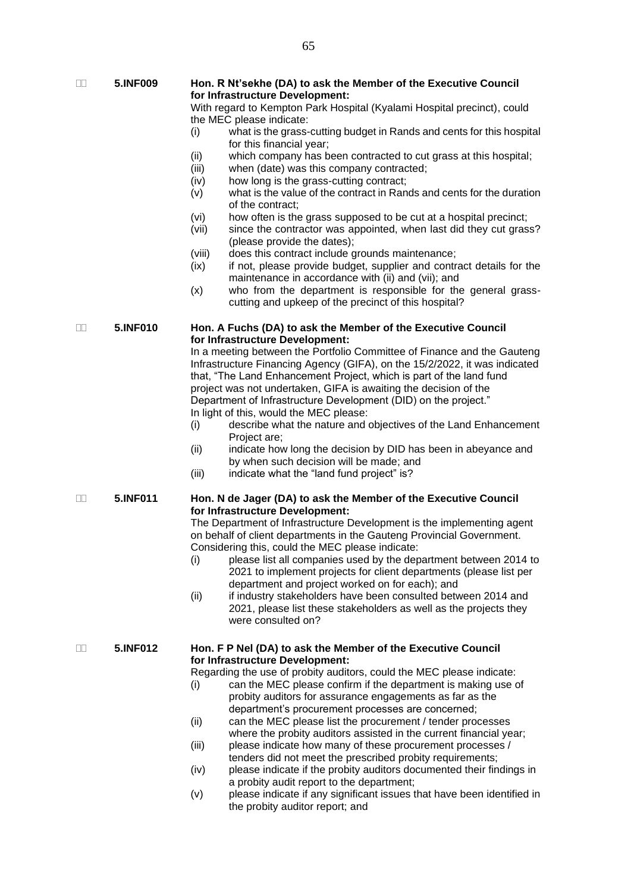**5.INF009** **Hon. R Nt'sekhe (DA) to ask the Member of the Executive Council for Infrastructure Development:**

With regard to Kempton Park Hospital (Kyalami Hospital precinct), could the MEC please indicate:

- (i) what is the grass-cutting budget in Rands and cents for this hospital for this financial year;
- (ii) which company has been contracted to cut grass at this hospital;
- (iii) when (date) was this company contracted;
- (iv) how long is the grass-cutting contract;
- (v) what is the value of the contract in Rands and cents for the duration of the contract;
- (vi) how often is the grass supposed to be cut at a hospital precinct;
- (vii) since the contractor was appointed, when last did they cut grass? (please provide the dates);
- (viii) does this contract include grounds maintenance;
- (ix) if not, please provide budget, supplier and contract details for the maintenance in accordance with (ii) and (vii); and
- (x) who from the department is responsible for the general grass-cutting and upkeep of the precinct of this hospital?

**5.INF010** **Hon. A Fuchs (DA) to ask the Member of the Executive Council for Infrastructure Development:**

In a meeting between the Portfolio Committee of Finance and the Gauteng Infrastructure Financing Agency (GIFA), on the 15/2/2022, it was indicated that, "The Land Enhancement Project, which is part of the land fund project was not undertaken, GIFA is awaiting the decision of the Department of Infrastructure Development (DID) on the project."

In light of this, would the MEC please:

- (i) describe what the nature and objectives of the Land Enhancement Project are;
- (ii) indicate how long the decision by DID has been in abeyance and by when such decision will be made; and
- (iii) indicate what the "land fund project" is?

**5.INF011** **Hon. N de Jager (DA) to ask the Member of the Executive Council for Infrastructure Development:**

The Department of Infrastructure Development is the implementing agent on behalf of client departments in the Gauteng Provincial Government. Considering this, could the MEC please indicate:

- (i) please list all companies used by the department between 2014 to 2021 to implement projects for client departments (please list per department and project worked on for each); and
- (ii) if industry stakeholders have been consulted between 2014 and 2021, please list these stakeholders as well as the projects they were consulted on?

**5.INF012** **Hon. F P Nel (DA) to ask the Member of the Executive Council for Infrastructure Development:**

Regarding the use of probity auditors, could the MEC please indicate:

- (i) can the MEC please confirm if the department is making use of probity auditors for assurance engagements as far as the department's procurement processes are concerned;
- (ii) can the MEC please list the procurement / tender processes where the probity auditors assisted in the current financial year;
- (iii) please indicate how many of these procurement processes / tenders did not meet the prescribed probity requirements;
- (iv) please indicate if the probity auditors documented their findings in a probity audit report to the department;
- (v) please indicate if any significant issues that have been identified in the probity auditor report; and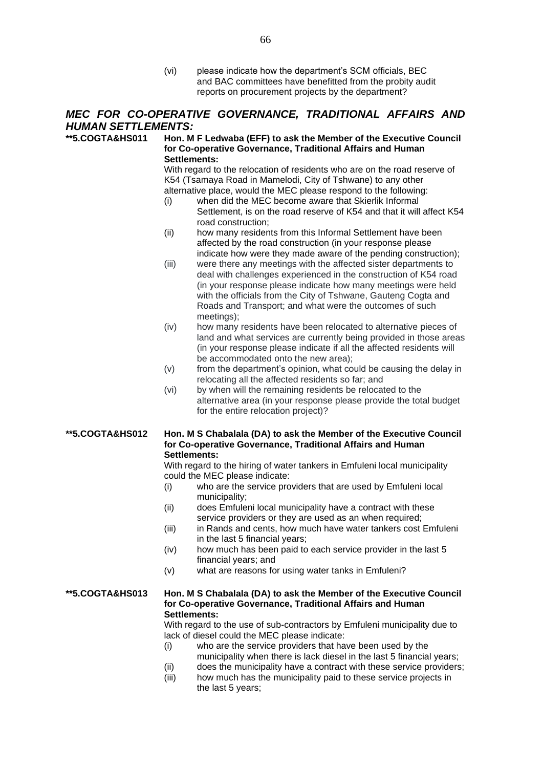(vi) please indicate how the department's SCM officials, BEC and BAC committees have benefitted from the probity audit reports on procurement projects by the department?

## *MEC FOR CO-OPERATIVE GOVERNANCE, TRADITIONAL AFFAIRS AND HUMAN SETTLEMENTS:*

**\*\*5.COGTA&HS011 Hon. M F Ledwaba (EFF) to ask the Member of the Executive Council for Co-operative Governance, Traditional Affairs and Human Settlements:**

With regard to the relocation of residents who are on the road reserve of K54 (Tsamaya Road in Mamelodi, City of Tshwane) to any other alternative place, would the MEC please respond to the following:

(i) when did the MEC become aware that Skierlik Informal Settlement, is on the road reserve of K54 and that it will affect K54 road construction;

(ii) how many residents from this Informal Settlement have been affected by the road construction (in your response please indicate how were they made aware of the pending construction);

(iii) were there any meetings with the affected sister departments to deal with challenges experienced in the construction of K54 road (in your response please indicate how many meetings were held with the officials from the City of Tshwane, Gauteng Cogta and Roads and Transport; and what were the outcomes of such meetings);

(iv) how many residents have been relocated to alternative pieces of land and what services are currently being provided in those areas (in your response please indicate if all the affected residents will be accommodated onto the new area);

(v) from the department's opinion, what could be causing the delay in relocating all the affected residents so far; and

(vi) by when will the remaining residents be relocated to the alternative area (in your response please provide the total budget for the entire relocation project)?

**\*\*5.COGTA&HS012 Hon. M S Chabalala (DA) to ask the Member of the Executive Council for Co-operative Governance, Traditional Affairs and Human Settlements:**

With regard to the hiring of water tankers in Emfuleni local municipality could the MEC please indicate:

(i) who are the service providers that are used by Emfuleni local municipality;

(ii) does Emfuleni local municipality have a contract with these service providers or they are used as an when required;

(iii) in Rands and cents, how much have water tankers cost Emfuleni in the last 5 financial years;

(iv) how much has been paid to each service provider in the last 5 financial years; and

(v) what are reasons for using water tanks in Emfuleni?

**\*\*5.COGTA&HS013 Hon. M S Chabalala (DA) to ask the Member of the Executive Council for Co-operative Governance, Traditional Affairs and Human Settlements:**

With regard to the use of sub-contractors by Emfuleni municipality due to lack of diesel could the MEC please indicate:

(i) who are the service providers that have been used by the municipality when there is lack diesel in the last 5 financial years;

(ii) does the municipality have a contract with these service providers;

(iii) how much has the municipality paid to these service projects in the last 5 years;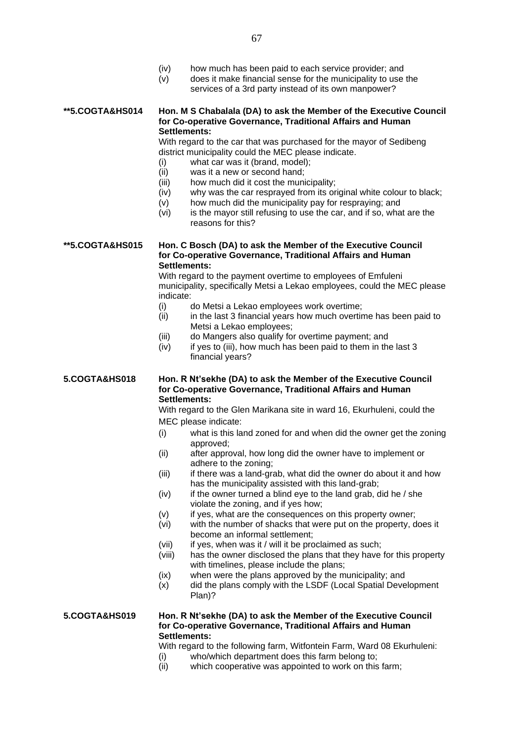(iv) how much has been paid to each service provider; and
(v) does it make financial sense for the municipality to use the services of a 3rd party instead of its own manpower?

**\*\*5.COGTA&HS014** **Hon. M S Chabalala (DA) to ask the Member of the Executive Council for Co-operative Governance, Traditional Affairs and Human Settlements:**

With regard to the car that was purchased for the mayor of Sedibeng district municipality could the MEC please indicate.

(i) what car was it (brand, model);
(ii) was it a new or second hand;
(iii) how much did it cost the municipality;
(iv) why was the car resprayed from its original white colour to black;
(v) how much did the municipality pay for respraying; and
(vi) is the mayor still refusing to use the car, and if so, what are the reasons for this?

**\*\*5.COGTA&HS015** **Hon. C Bosch (DA) to ask the Member of the Executive Council for Co-operative Governance, Traditional Affairs and Human Settlements:**

With regard to the payment overtime to employees of Emfuleni municipality, specifically Metsi a Lekao employees, could the MEC please indicate:

(i) do Metsi a Lekao employees work overtime;
(ii) in the last 3 financial years how much overtime has been paid to Metsi a Lekao employees;
(iii) do Mangers also qualify for overtime payment; and
(iv) if yes to (iii), how much has been paid to them in the last 3 financial years?

**5.COGTA&HS018** **Hon. R Nt'sekhe (DA) to ask the Member of the Executive Council for Co-operative Governance, Traditional Affairs and Human Settlements:**

With regard to the Glen Marikana site in ward 16, Ekurhuleni, could the MEC please indicate:

(i) what is this land zoned for and when did the owner get the zoning approved;
(ii) after approval, how long did the owner have to implement or adhere to the zoning;
(iii) if there was a land-grab, what did the owner do about it and how has the municipality assisted with this land-grab;
(iv) if the owner turned a blind eye to the land grab, did he / she violate the zoning, and if yes how;
(v) if yes, what are the consequences on this property owner;
(vi) with the number of shacks that were put on the property, does it become an informal settlement;
(vii) if yes, when was it / will it be proclaimed as such;
(viii) has the owner disclosed the plans that they have for this property with timelines, please include the plans;
(ix) when were the plans approved by the municipality; and
(x) did the plans comply with the LSDF (Local Spatial Development Plan)?

**5.COGTA&HS019** **Hon. R Nt'sekhe (DA) to ask the Member of the Executive Council for Co-operative Governance, Traditional Affairs and Human Settlements:**

With regard to the following farm, Witfontein Farm, Ward 08 Ekurhuleni:

(i) who/which department does this farm belong to;
(ii) which cooperative was appointed to work on this farm;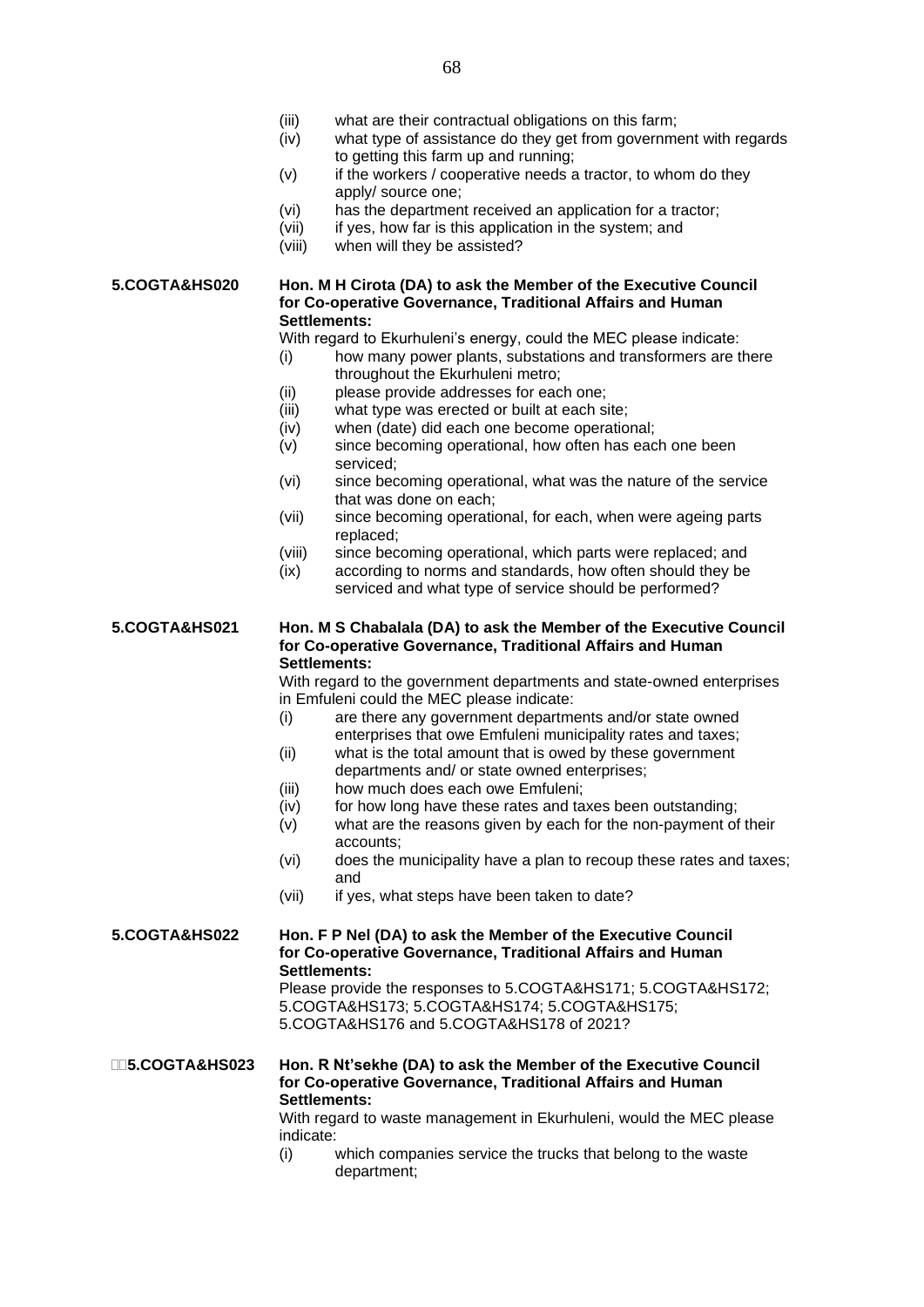(iii) what are their contractual obligations on this farm;
(iv) what type of assistance do they get from government with regards to getting this farm up and running;
(v) if the workers / cooperative needs a tractor, to whom do they apply/ source one;
(vi) has the department received an application for a tractor;
(vii) if yes, how far is this application in the system; and
(viii) when will they be assisted?

**5.COGTA&HS020** **Hon. M H Cirota (DA) to ask the Member of the Executive Council for Co-operative Governance, Traditional Affairs and Human Settlements:**

With regard to Ekurhuleni's energy, could the MEC please indicate:

(i) how many power plants, substations and transformers are there throughout the Ekurhuleni metro;
(ii) please provide addresses for each one;
(iii) what type was erected or built at each site;
(iv) when (date) did each one become operational;
(v) since becoming operational, how often has each one been serviced;
(vi) since becoming operational, what was the nature of the service that was done on each;
(vii) since becoming operational, for each, when were ageing parts replaced;
(viii) since becoming operational, which parts were replaced; and
(ix) according to norms and standards, how often should they be serviced and what type of service should be performed?

**5.COGTA&HS021** **Hon. M S Chabalala (DA) to ask the Member of the Executive Council for Co-operative Governance, Traditional Affairs and Human Settlements:**

With regard to the government departments and state-owned enterprises in Emfuleni could the MEC please indicate:

(i) are there any government departments and/or state owned enterprises that owe Emfuleni municipality rates and taxes;
(ii) what is the total amount that is owed by these government departments and/ or state owned enterprises;
(iii) how much does each owe Emfuleni;
(iv) for how long have these rates and taxes been outstanding;
(v) what are the reasons given by each for the non-payment of their accounts;
(vi) does the municipality have a plan to recoup these rates and taxes; and
(vii) if yes, what steps have been taken to date?

**5.COGTA&HS022** **Hon. F P Nel (DA) to ask the Member of the Executive Council for Co-operative Governance, Traditional Affairs and Human Settlements:**

Please provide the responses to 5.COGTA&HS171; 5.COGTA&HS172; 5.COGTA&HS173; 5.COGTA&HS174; 5.COGTA&HS175; 5.COGTA&HS176 and 5.COGTA&HS178 of 2021?

**5.COGTA&HS023** **Hon. R Nt'sekhe (DA) to ask the Member of the Executive Council for Co-operative Governance, Traditional Affairs and Human Settlements:**

With regard to waste management in Ekurhuleni, would the MEC please indicate:

(i) which companies service the trucks that belong to the waste department;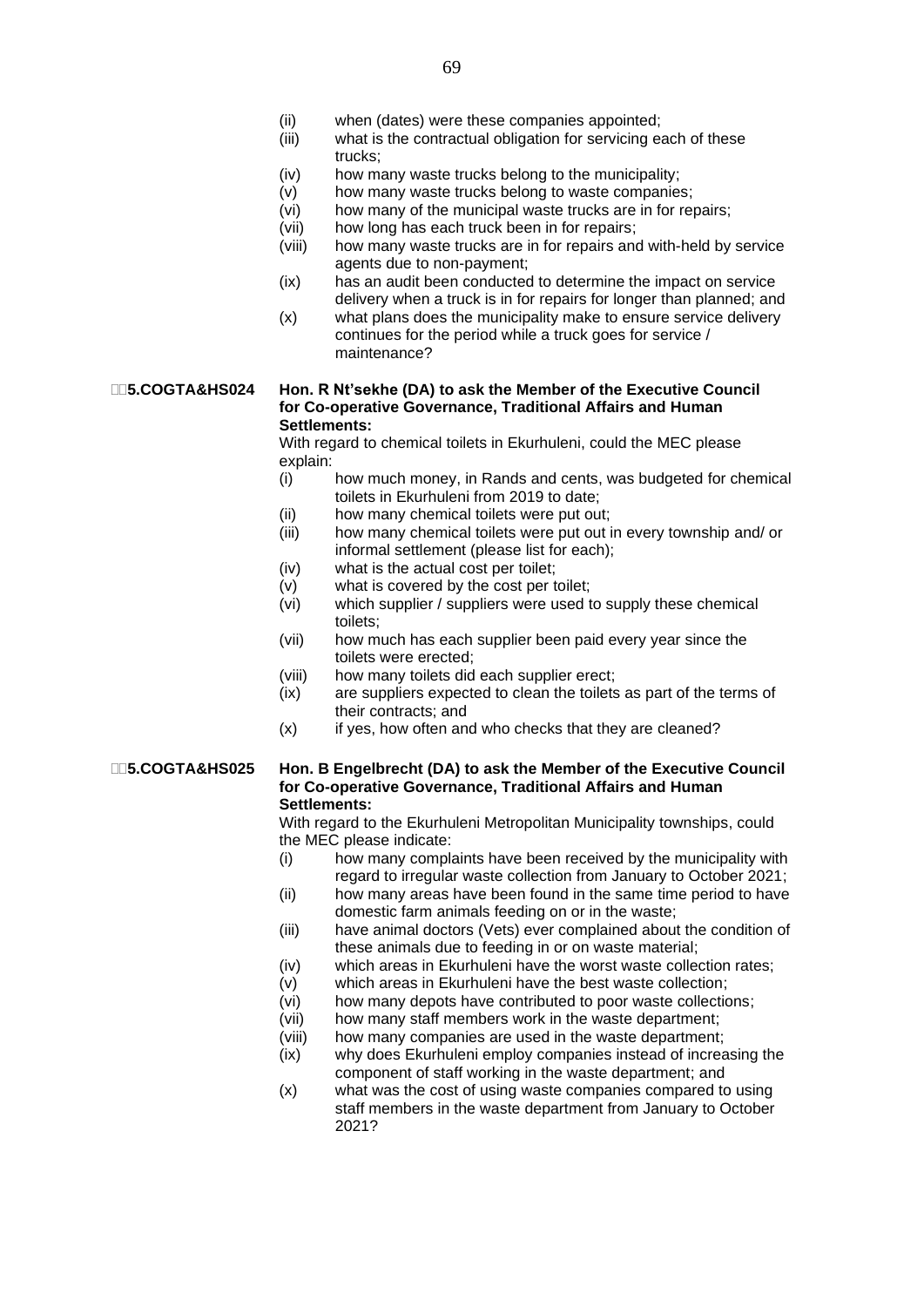(ii) when (dates) were these companies appointed;
(iii) what is the contractual obligation for servicing each of these trucks;
(iv) how many waste trucks belong to the municipality;
(v) how many waste trucks belong to waste companies;
(vi) how many of the municipal waste trucks are in for repairs;
(vii) how long has each truck been in for repairs;
(viii) how many waste trucks are in for repairs and with-held by service agents due to non-payment;
(ix) has an audit been conducted to determine the impact on service delivery when a truck is in for repairs for longer than planned; and
(x) what plans does the municipality make to ensure service delivery continues for the period while a truck goes for service / maintenance?

**5.COGTA&HS024** **Hon. R Nt'sekhe (DA) to ask the Member of the Executive Council for Co-operative Governance, Traditional Affairs and Human Settlements:**

With regard to chemical toilets in Ekurhuleni, could the MEC please explain:

(i) how much money, in Rands and cents, was budgeted for chemical toilets in Ekurhuleni from 2019 to date;
(ii) how many chemical toilets were put out;
(iii) how many chemical toilets were put out in every township and/ or informal settlement (please list for each);
(iv) what is the actual cost per toilet;
(v) what is covered by the cost per toilet;
(vi) which supplier / suppliers were used to supply these chemical toilets;
(vii) how much has each supplier been paid every year since the toilets were erected;
(viii) how many toilets did each supplier erect;
(ix) are suppliers expected to clean the toilets as part of the terms of their contracts; and
(x) if yes, how often and who checks that they are cleaned?

**5.COGTA&HS025** **Hon. B Engelbrecht (DA) to ask the Member of the Executive Council for Co-operative Governance, Traditional Affairs and Human Settlements:**

With regard to the Ekurhuleni Metropolitan Municipality townships, could the MEC please indicate:

(i) how many complaints have been received by the municipality with regard to irregular waste collection from January to October 2021;
(ii) how many areas have been found in the same time period to have domestic farm animals feeding on or in the waste;
(iii) have animal doctors (Vets) ever complained about the condition of these animals due to feeding in or on waste material;
(iv) which areas in Ekurhuleni have the worst waste collection rates;
(v) which areas in Ekurhuleni have the best waste collection;
(vi) how many depots have contributed to poor waste collections;
(vii) how many staff members work in the waste department;
(viii) how many companies are used in the waste department;
(ix) why does Ekurhuleni employ companies instead of increasing the component of staff working in the waste department; and
(x) what was the cost of using waste companies compared to using staff members in the waste department from January to October 2021?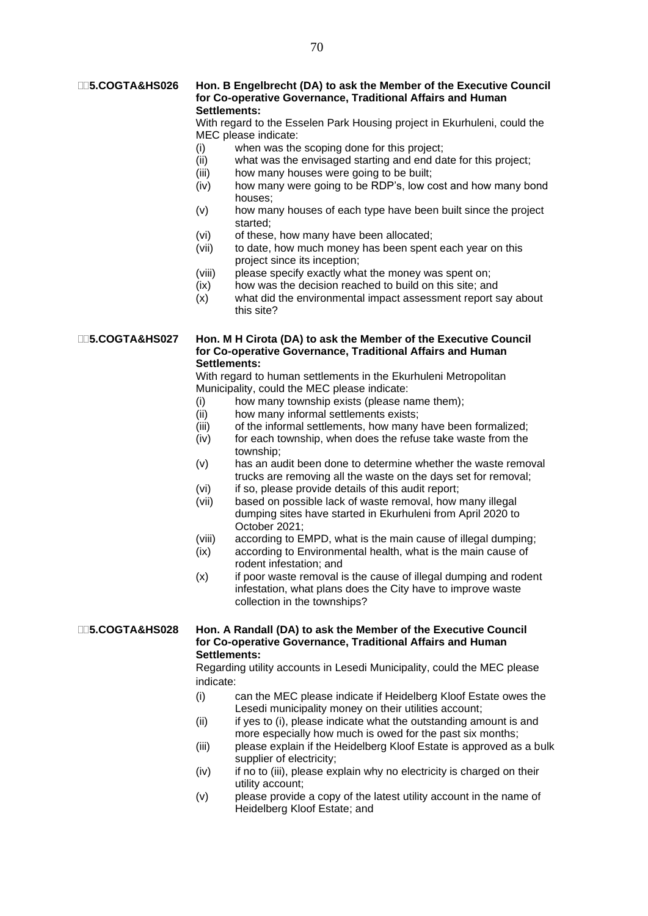**5.COGTA&HS026** **Hon. B Engelbrecht (DA) to ask the Member of the Executive Council for Co-operative Governance, Traditional Affairs and Human Settlements:**

With regard to the Esselen Park Housing project in Ekurhuleni, could the MEC please indicate:

(i) when was the scoping done for this project;
(ii) what was the envisaged starting and end date for this project;
(iii) how many houses were going to be built;
(iv) how many were going to be RDP's, low cost and how many bond houses;
(v) how many houses of each type have been built since the project started;
(vi) of these, how many have been allocated;
(vii) to date, how much money has been spent each year on this project since its inception;
(viii) please specify exactly what the money was spent on;
(ix) how was the decision reached to build on this site; and
(x) what did the environmental impact assessment report say about this site?

**5.COGTA&HS027** **Hon. M H Cirota (DA) to ask the Member of the Executive Council for Co-operative Governance, Traditional Affairs and Human Settlements:**

With regard to human settlements in the Ekurhuleni Metropolitan Municipality, could the MEC please indicate:

(i) how many township exists (please name them);
(ii) how many informal settlements exists;
(iii) of the informal settlements, how many have been formalized;
(iv) for each township, when does the refuse take waste from the township;
(v) has an audit been done to determine whether the waste removal trucks are removing all the waste on the days set for removal;
(vi) if so, please provide details of this audit report;
(vii) based on possible lack of waste removal, how many illegal dumping sites have started in Ekurhuleni from April 2020 to October 2021;
(viii) according to EMPD, what is the main cause of illegal dumping;
(ix) according to Environmental health, what is the main cause of rodent infestation; and
(x) if poor waste removal is the cause of illegal dumping and rodent infestation, what plans does the City have to improve waste collection in the townships?

**5.COGTA&HS028** **Hon. A Randall (DA) to ask the Member of the Executive Council for Co-operative Governance, Traditional Affairs and Human Settlements:**

Regarding utility accounts in Lesedi Municipality, could the MEC please indicate:

(i) can the MEC please indicate if Heidelberg Kloof Estate owes the Lesedi municipality money on their utilities account;
(ii) if yes to (i), please indicate what the outstanding amount is and more especially how much is owed for the past six months;
(iii) please explain if the Heidelberg Kloof Estate is approved as a bulk supplier of electricity;
(iv) if no to (iii), please explain why no electricity is charged on their utility account;
(v) please provide a copy of the latest utility account in the name of Heidelberg Kloof Estate; and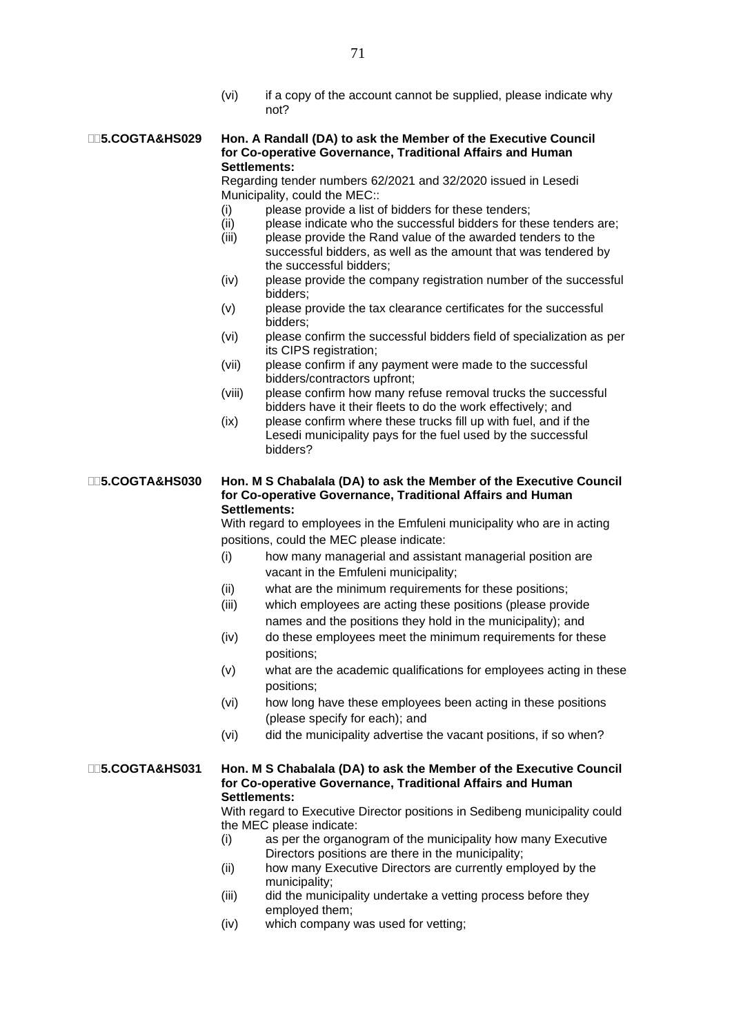(vi) if a copy of the account cannot be supplied, please indicate why not?

**5.COGTA&HS029** **Hon. A Randall (DA) to ask the Member of the Executive Council for Co-operative Governance, Traditional Affairs and Human Settlements:**

Regarding tender numbers 62/2021 and 32/2020 issued in Lesedi Municipality, could the MEC::

- (i) please provide a list of bidders for these tenders;
- (ii) please indicate who the successful bidders for these tenders are;
- (iii) please provide the Rand value of the awarded tenders to the successful bidders, as well as the amount that was tendered by the successful bidders;
- (iv) please provide the company registration number of the successful bidders;
- (v) please provide the tax clearance certificates for the successful bidders;
- (vi) please confirm the successful bidders field of specialization as per its CIPS registration;
- (vii) please confirm if any payment were made to the successful bidders/contractors upfront;
- (viii) please confirm how many refuse removal trucks the successful bidders have it their fleets to do the work effectively; and
- (ix) please confirm where these trucks fill up with fuel, and if the Lesedi municipality pays for the fuel used by the successful bidders?

**5.COGTA&HS030** **Hon. M S Chabalala (DA) to ask the Member of the Executive Council for Co-operative Governance, Traditional Affairs and Human Settlements:**

With regard to employees in the Emfuleni municipality who are in acting positions, could the MEC please indicate:

- (i) how many managerial and assistant managerial position are vacant in the Emfuleni municipality;
- (ii) what are the minimum requirements for these positions;
- (iii) which employees are acting these positions (please provide names and the positions they hold in the municipality); and
- (iv) do these employees meet the minimum requirements for these positions;
- (v) what are the academic qualifications for employees acting in these positions;
- (vi) how long have these employees been acting in these positions (please specify for each); and
- (vi) did the municipality advertise the vacant positions, if so when?

**5.COGTA&HS031** **Hon. M S Chabalala (DA) to ask the Member of the Executive Council for Co-operative Governance, Traditional Affairs and Human Settlements:**

With regard to Executive Director positions in Sedibeng municipality could the MEC please indicate:

- (i) as per the organogram of the municipality how many Executive Directors positions are there in the municipality;
- (ii) how many Executive Directors are currently employed by the municipality;
- (iii) did the municipality undertake a vetting process before they employed them;
- (iv) which company was used for vetting;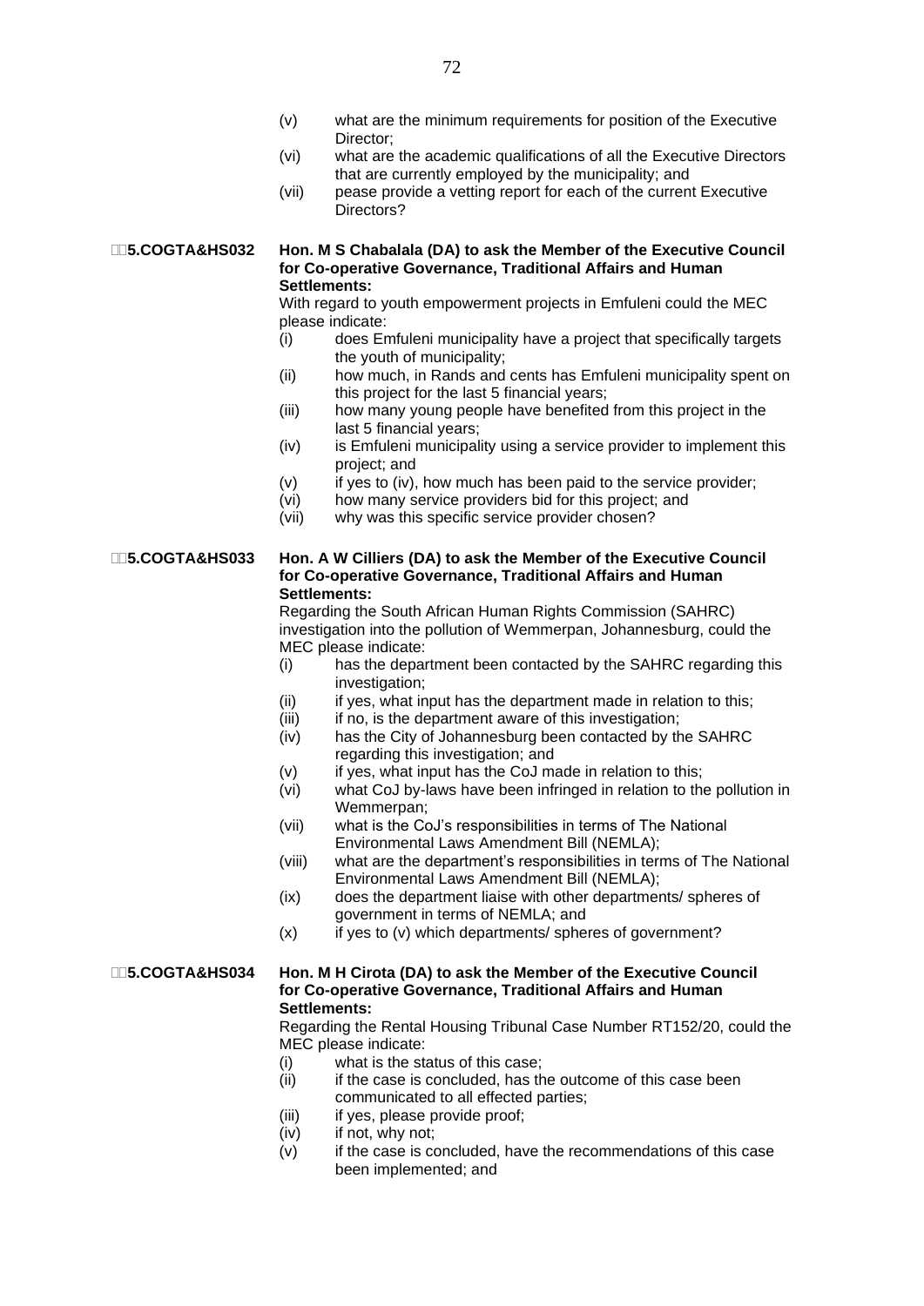(v) what are the minimum requirements for position of the Executive Director;

(vi) what are the academic qualifications of all the Executive Directors that are currently employed by the municipality; and

(vii) pease provide a vetting report for each of the current Executive Directors?

**5.COGTA&HS032** **Hon. M S Chabalala (DA) to ask the Member of the Executive Council for Co-operative Governance, Traditional Affairs and Human Settlements:**

With regard to youth empowerment projects in Emfuleni could the MEC please indicate:

(i) does Emfuleni municipality have a project that specifically targets the youth of municipality;

(ii) how much, in Rands and cents has Emfuleni municipality spent on this project for the last 5 financial years;

(iii) how many young people have benefited from this project in the last 5 financial years;

(iv) is Emfuleni municipality using a service provider to implement this project; and

(v) if yes to (iv), how much has been paid to the service provider;

(vi) how many service providers bid for this project; and

(vii) why was this specific service provider chosen?

**5.COGTA&HS033** **Hon. A W Cilliers (DA) to ask the Member of the Executive Council for Co-operative Governance, Traditional Affairs and Human Settlements:**

Regarding the South African Human Rights Commission (SAHRC) investigation into the pollution of Wemmerpan, Johannesburg, could the MEC please indicate:

(i) has the department been contacted by the SAHRC regarding this investigation;

(ii) if yes, what input has the department made in relation to this;

(iii) if no, is the department aware of this investigation;

(iv) has the City of Johannesburg been contacted by the SAHRC regarding this investigation; and

(v) if yes, what input has the CoJ made in relation to this;

(vi) what CoJ by-laws have been infringed in relation to the pollution in Wemmerpan;

(vii) what is the CoJ's responsibilities in terms of The National Environmental Laws Amendment Bill (NEMLA);

(viii) what are the department's responsibilities in terms of The National Environmental Laws Amendment Bill (NEMLA);

(ix) does the department liaise with other departments/ spheres of government in terms of NEMLA; and

(x) if yes to (v) which departments/ spheres of government?

**5.COGTA&HS034** **Hon. M H Cirota (DA) to ask the Member of the Executive Council for Co-operative Governance, Traditional Affairs and Human Settlements:**

Regarding the Rental Housing Tribunal Case Number RT152/20, could the MEC please indicate:

(i) what is the status of this case;

(ii) if the case is concluded, has the outcome of this case been communicated to all effected parties;

(iii) if yes, please provide proof;

(iv) if not, why not;

(v) if the case is concluded, have the recommendations of this case been implemented; and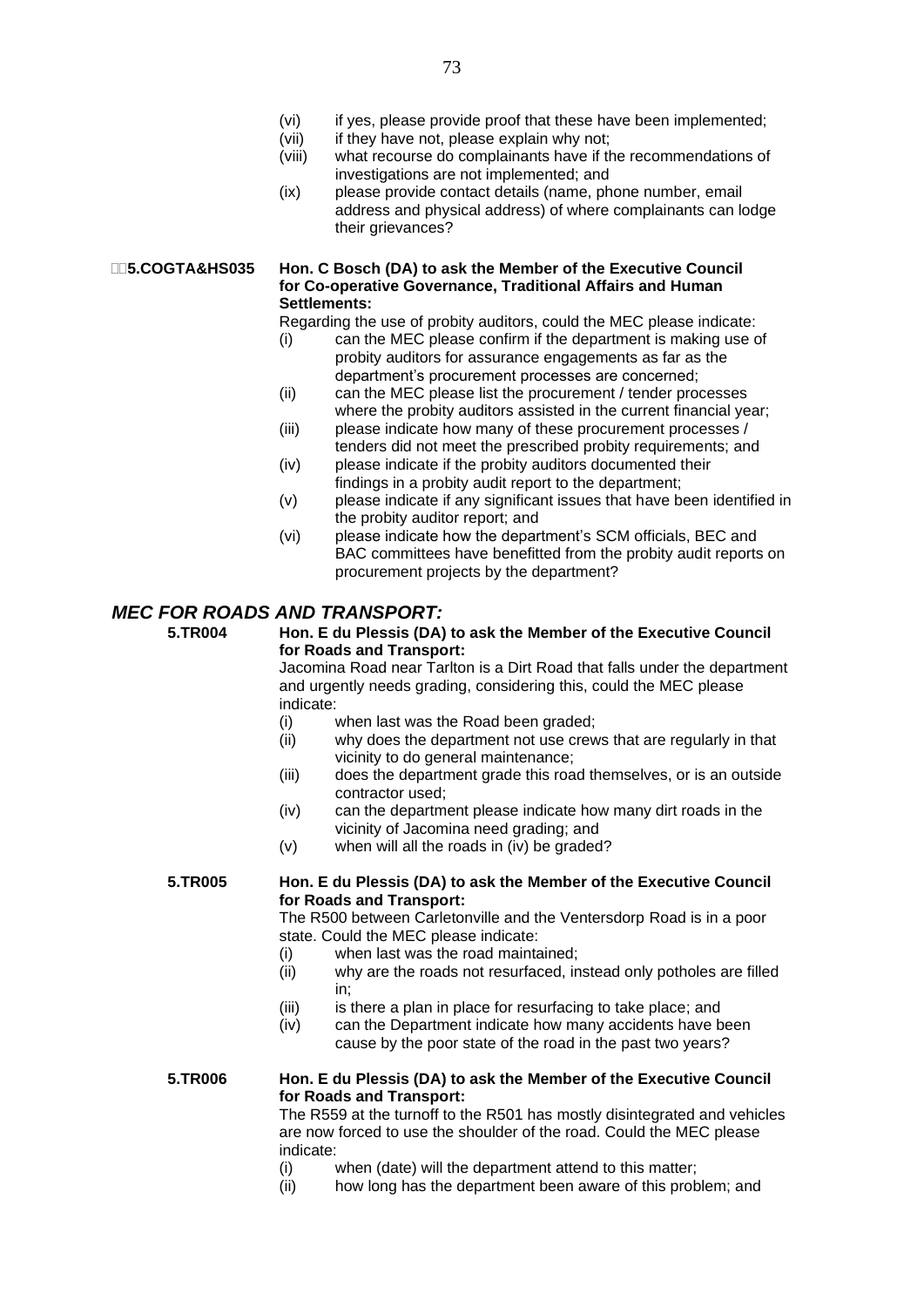(vi) if yes, please provide proof that these have been implemented;
(vii) if they have not, please explain why not;
(viii) what recourse do complainants have if the recommendations of investigations are not implemented; and
(ix) please provide contact details (name, phone number, email address and physical address) of where complainants can lodge their grievances?

**5.COGTA&HS035 Hon. C Bosch (DA) to ask the Member of the Executive Council for Co-operative Governance, Traditional Affairs and Human Settlements:**

Regarding the use of probity auditors, could the MEC please indicate:

(i) can the MEC please confirm if the department is making use of probity auditors for assurance engagements as far as the department's procurement processes are concerned;
(ii) can the MEC please list the procurement / tender processes where the probity auditors assisted in the current financial year;
(iii) please indicate how many of these procurement processes / tenders did not meet the prescribed probity requirements; and
(iv) please indicate if the probity auditors documented their findings in a probity audit report to the department;
(v) please indicate if any significant issues that have been identified in the probity auditor report; and
(vi) please indicate how the department's SCM officials, BEC and BAC committees have benefitted from the probity audit reports on procurement projects by the department?

## *MEC FOR ROADS AND TRANSPORT:*

**5.TR004 Hon. E du Plessis (DA) to ask the Member of the Executive Council for Roads and Transport:**

Jacomina Road near Tarlton is a Dirt Road that falls under the department and urgently needs grading, considering this, could the MEC please indicate:

(i) when last was the Road been graded;
(ii) why does the department not use crews that are regularly in that vicinity to do general maintenance;
(iii) does the department grade this road themselves, or is an outside contractor used;
(iv) can the department please indicate how many dirt roads in the vicinity of Jacomina need grading; and
(v) when will all the roads in (iv) be graded?

**5.TR005 Hon. E du Plessis (DA) to ask the Member of the Executive Council for Roads and Transport:**

The R500 between Carletonville and the Ventersdorp Road is in a poor state. Could the MEC please indicate:

(i) when last was the road maintained;
(ii) why are the roads not resurfaced, instead only potholes are filled in;
(iii) is there a plan in place for resurfacing to take place; and
(iv) can the Department indicate how many accidents have been cause by the poor state of the road in the past two years?

**5.TR006 Hon. E du Plessis (DA) to ask the Member of the Executive Council for Roads and Transport:**

The R559 at the turnoff to the R501 has mostly disintegrated and vehicles are now forced to use the shoulder of the road. Could the MEC please indicate:

(i) when (date) will the department attend to this matter;
(ii) how long has the department been aware of this problem; and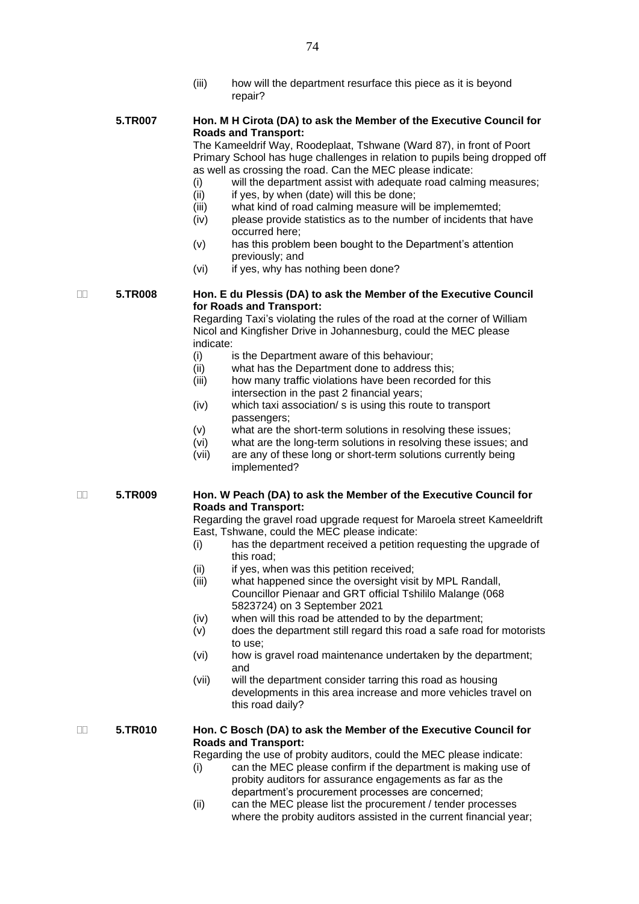(iii) how will the department resurface this piece as it is beyond repair?

**5.TR007** **Hon. M H Cirota (DA) to ask the Member of the Executive Council for Roads and Transport:**

The Kameeldrif Way, Roodeplaat, Tshwane (Ward 87), in front of Poort Primary School has huge challenges in relation to pupils being dropped off as well as crossing the road. Can the MEC please indicate:

(i) will the department assist with adequate road calming measures;
(ii) if yes, by when (date) will this be done;
(iii) what kind of road calming measure will be implememted;
(iv) please provide statistics as to the number of incidents that have occurred here;
(v) has this problem been bought to the Department's attention previously; and
(vi) if yes, why has nothing been done?

**5.TR008** **Hon. E du Plessis (DA) to ask the Member of the Executive Council for Roads and Transport:**

Regarding Taxi's violating the rules of the road at the corner of William Nicol and Kingfisher Drive in Johannesburg, could the MEC please indicate:

(i) is the Department aware of this behaviour;
(ii) what has the Department done to address this;
(iii) how many traffic violations have been recorded for this intersection in the past 2 financial years;
(iv) which taxi association/ s is using this route to transport passengers;
(v) what are the short-term solutions in resolving these issues;
(vi) what are the long-term solutions in resolving these issues; and
(vii) are any of these long or short-term solutions currently being implemented?

**5.TR009** **Hon. W Peach (DA) to ask the Member of the Executive Council for Roads and Transport:**

Regarding the gravel road upgrade request for Maroela street Kameeldrift East, Tshwane, could the MEC please indicate:

(i) has the department received a petition requesting the upgrade of this road;
(ii) if yes, when was this petition received;
(iii) what happened since the oversight visit by MPL Randall, Councillor Pienaar and GRT official Tshililo Malange (068 5823724) on 3 September 2021
(iv) when will this road be attended to by the department;
(v) does the department still regard this road a safe road for motorists to use;
(vi) how is gravel road maintenance undertaken by the department; and
(vii) will the department consider tarring this road as housing developments in this area increase and more vehicles travel on this road daily?

**5.TR010** **Hon. C Bosch (DA) to ask the Member of the Executive Council for Roads and Transport:**

Regarding the use of probity auditors, could the MEC please indicate:

(i) can the MEC please confirm if the department is making use of probity auditors for assurance engagements as far as the department's procurement processes are concerned;
(ii) can the MEC please list the procurement / tender processes where the probity auditors assisted in the current financial year;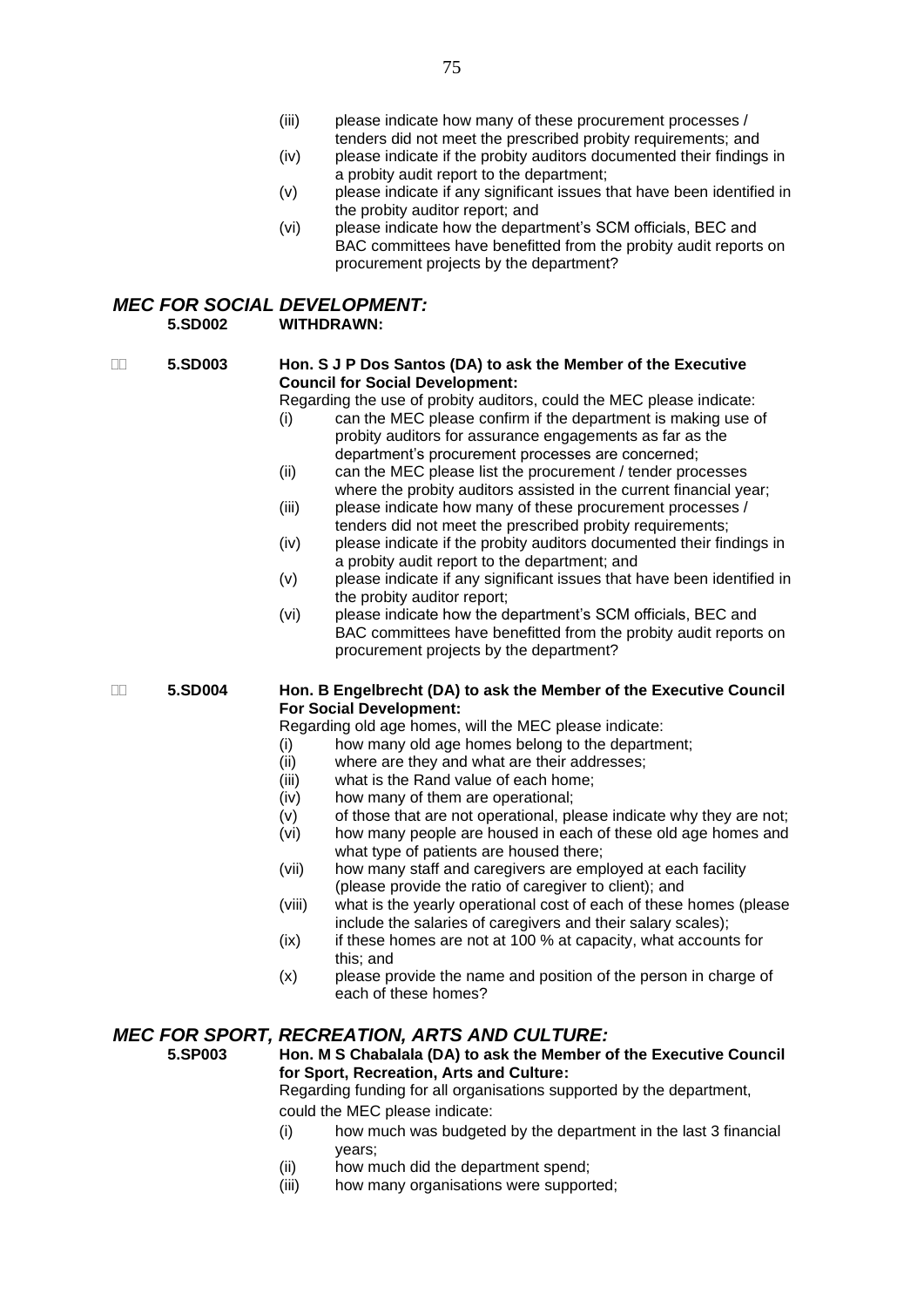(iii) please indicate how many of these procurement processes / tenders did not meet the prescribed probity requirements; and

(iv) please indicate if the probity auditors documented their findings in a probity audit report to the department;

(v) please indicate if any significant issues that have been identified in the probity auditor report; and

(vi) please indicate how the department's SCM officials, BEC and BAC committees have benefitted from the probity audit reports on procurement projects by the department?

## *MEC FOR SOCIAL DEVELOPMENT:*

**5.SD002 WITHDRAWN:**

**5.SD003 Hon. S J P Dos Santos (DA) to ask the Member of the Executive Council for Social Development:**

Regarding the use of probity auditors, could the MEC please indicate:

(i) can the MEC please confirm if the department is making use of probity auditors for assurance engagements as far as the department's procurement processes are concerned;

(ii) can the MEC please list the procurement / tender processes where the probity auditors assisted in the current financial year;

(iii) please indicate how many of these procurement processes / tenders did not meet the prescribed probity requirements;

(iv) please indicate if the probity auditors documented their findings in a probity audit report to the department; and

(v) please indicate if any significant issues that have been identified in the probity auditor report;

(vi) please indicate how the department's SCM officials, BEC and BAC committees have benefitted from the probity audit reports on procurement projects by the department?

**5.SD004 Hon. B Engelbrecht (DA) to ask the Member of the Executive Council For Social Development:**

Regarding old age homes, will the MEC please indicate:

(i) how many old age homes belong to the department;

(ii) where are they and what are their addresses;

(iii) what is the Rand value of each home;

(iv) how many of them are operational;

(v) of those that are not operational, please indicate why they are not;

(vi) how many people are housed in each of these old age homes and what type of patients are housed there;

(vii) how many staff and caregivers are employed at each facility (please provide the ratio of caregiver to client); and

(viii) what is the yearly operational cost of each of these homes (please include the salaries of caregivers and their salary scales);

(ix) if these homes are not at 100 % at capacity, what accounts for this; and

(x) please provide the name and position of the person in charge of each of these homes?

## *MEC FOR SPORT, RECREATION, ARTS AND CULTURE:*

**5.SP003 Hon. M S Chabalala (DA) to ask the Member of the Executive Council for Sport, Recreation, Arts and Culture:**

Regarding funding for all organisations supported by the department, could the MEC please indicate:

(i) how much was budgeted by the department in the last 3 financial years;

(ii) how much did the department spend;

(iii) how many organisations were supported;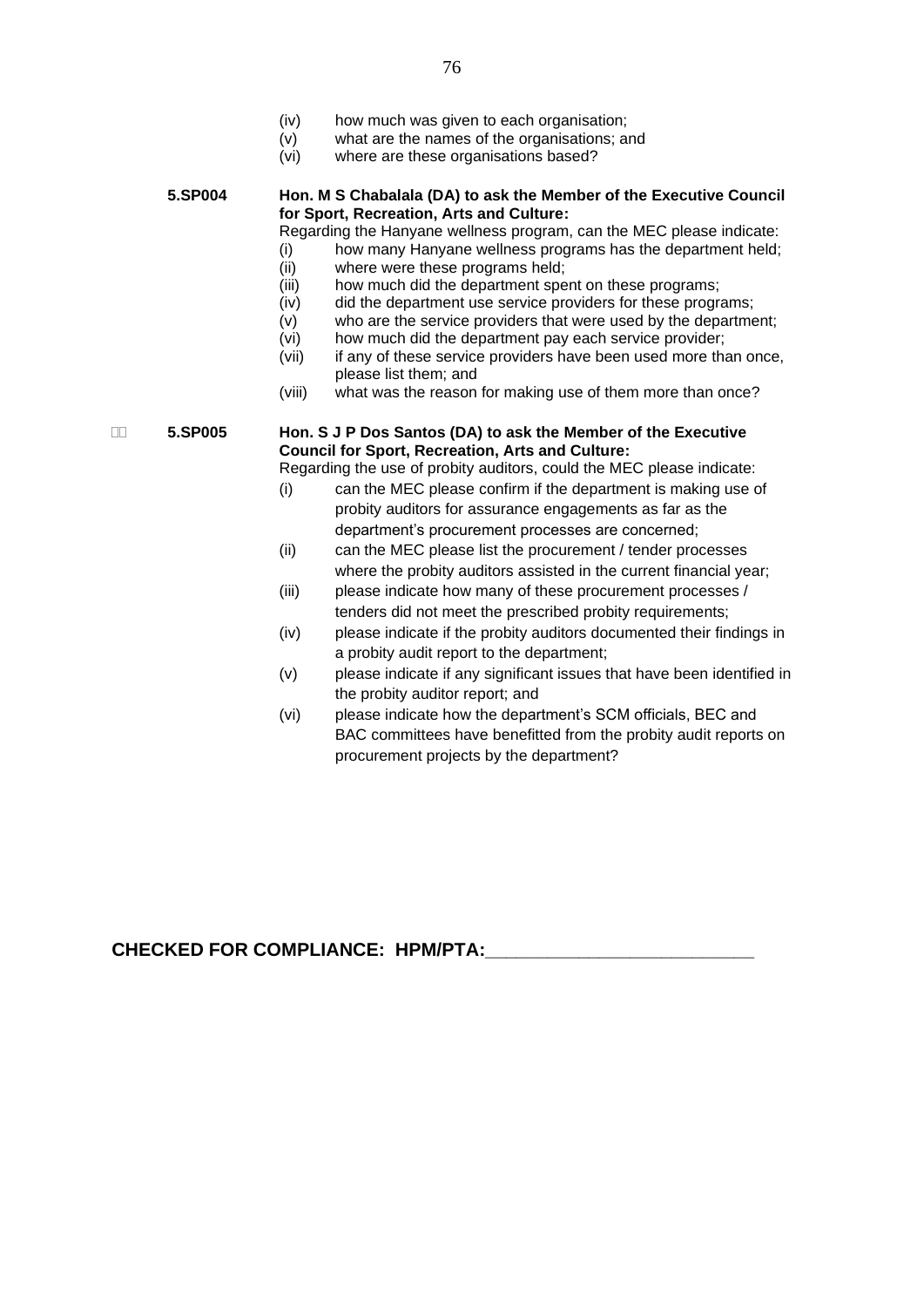(iv) how much was given to each organisation;
(v) what are the names of the organisations; and
(vi) where are these organisations based?

**5.SP004** **Hon. M S Chabalala (DA) to ask the Member of the Executive Council for Sport, Recreation, Arts and Culture:**

Regarding the Hanyane wellness program, can the MEC please indicate:

(i) how many Hanyane wellness programs has the department held;
(ii) where were these programs held;
(iii) how much did the department spent on these programs;
(iv) did the department use service providers for these programs;
(v) who are the service providers that were used by the department;
(vi) how much did the department pay each service provider;
(vii) if any of these service providers have been used more than once, please list them; and
(viii) what was the reason for making use of them more than once?

**5.SP005** **Hon. S J P Dos Santos (DA) to ask the Member of the Executive Council for Sport, Recreation, Arts and Culture:**

Regarding the use of probity auditors, could the MEC please indicate:

(i) can the MEC please confirm if the department is making use of probity auditors for assurance engagements as far as the department's procurement processes are concerned;
(ii) can the MEC please list the procurement / tender processes where the probity auditors assisted in the current financial year;
(iii) please indicate how many of these procurement processes / tenders did not meet the prescribed probity requirements;
(iv) please indicate if the probity auditors documented their findings in a probity audit report to the department;
(v) please indicate if any significant issues that have been identified in the probity auditor report; and
(vi) please indicate how the department's SCM officials, BEC and BAC committees have benefitted from the probity audit reports on procurement projects by the department?

**CHECKED FOR COMPLIANCE: HPM/PTA:**\_\_\_\_\_\_\_\_\_\_\_\_\_\_\_\_\_\_\_\_\_\_\_\_\_\_